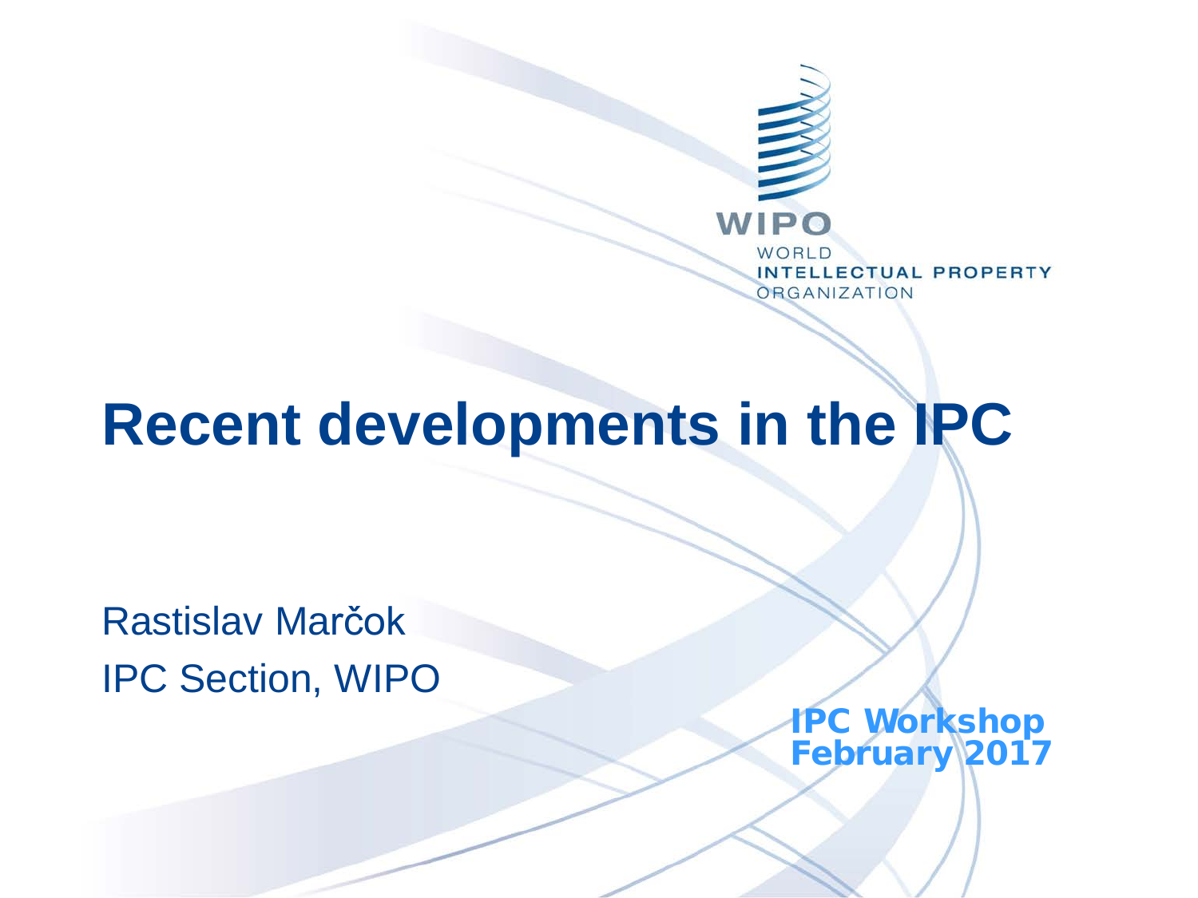WIPO

WORLD
INTELLECTUAL PROPERTY
ORGANIZATION

# Recent developments in the IPC

Rastislav Marčok

IPC Section, WIPO

**IPC Workshop**
**February 2017**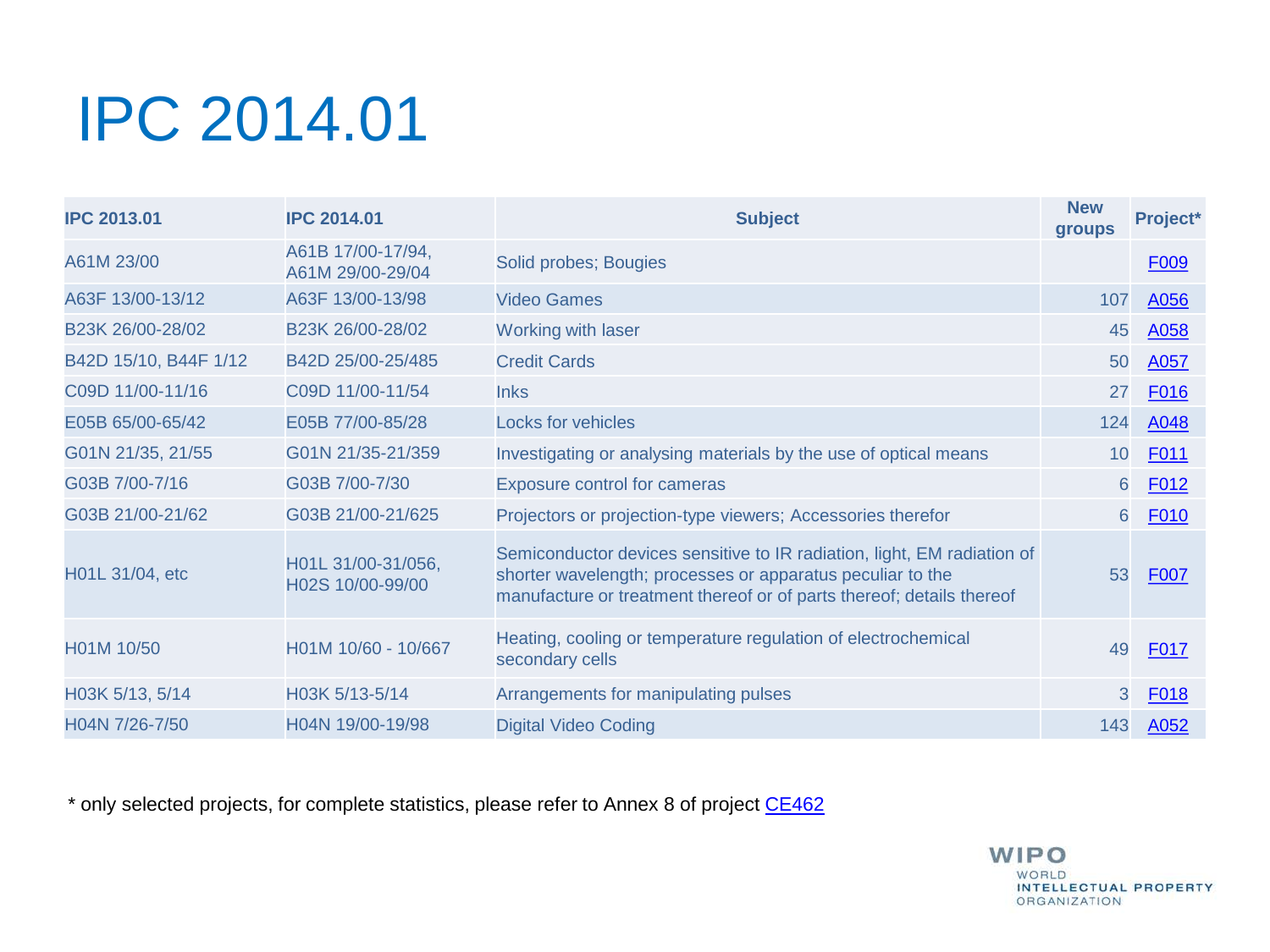# IPC 2014.01

| IPC 2013.01 | IPC 2014.01 | Subject | New groups | Project* |
|---|---|---|---|---|
| A61M 23/00 | A61B 17/00-17/94, A61M 29/00-29/04 | Solid probes; Bougies | | F009 |
| A63F 13/00-13/12 | A63F 13/00-13/98 | Video Games | 107 | A056 |
| B23K 26/00-28/02 | B23K 26/00-28/02 | Working with laser | 45 | A058 |
| B42D 15/10, B44F 1/12 | B42D 25/00-25/485 | Credit Cards | 50 | A057 |
| C09D 11/00-11/16 | C09D 11/00-11/54 | Inks | 27 | F016 |
| E05B 65/00-65/42 | E05B 77/00-85/28 | Locks for vehicles | 124 | A048 |
| G01N 21/35, 21/55 | G01N 21/35-21/359 | Investigating or analysing materials by the use of optical means | 10 | F011 |
| G03B 7/00-7/16 | G03B 7/00-7/30 | Exposure control for cameras | 6 | F012 |
| G03B 21/00-21/62 | G03B 21/00-21/625 | Projectors or projection-type viewers; Accessories therefor | 6 | F010 |
| H01L 31/04, etc | H01L 31/00-31/056, H02S 10/00-99/00 | Semiconductor devices sensitive to IR radiation, light, EM radiation of shorter wavelength; processes or apparatus peculiar to the manufacture or treatment thereof or of parts thereof; details thereof | 53 | F007 |
| H01M 10/50 | H01M 10/60 - 10/667 | Heating, cooling or temperature regulation of electrochemical secondary cells | 49 | F017 |
| H03K 5/13, 5/14 | H03K 5/13-5/14 | Arrangements for manipulating pulses | 3 | F018 |
| H04N 7/26-7/50 | H04N 19/00-19/98 | Digital Video Coding | 143 | A052 |

* only selected projects, for complete statistics, please refer to Annex 8 of project CE462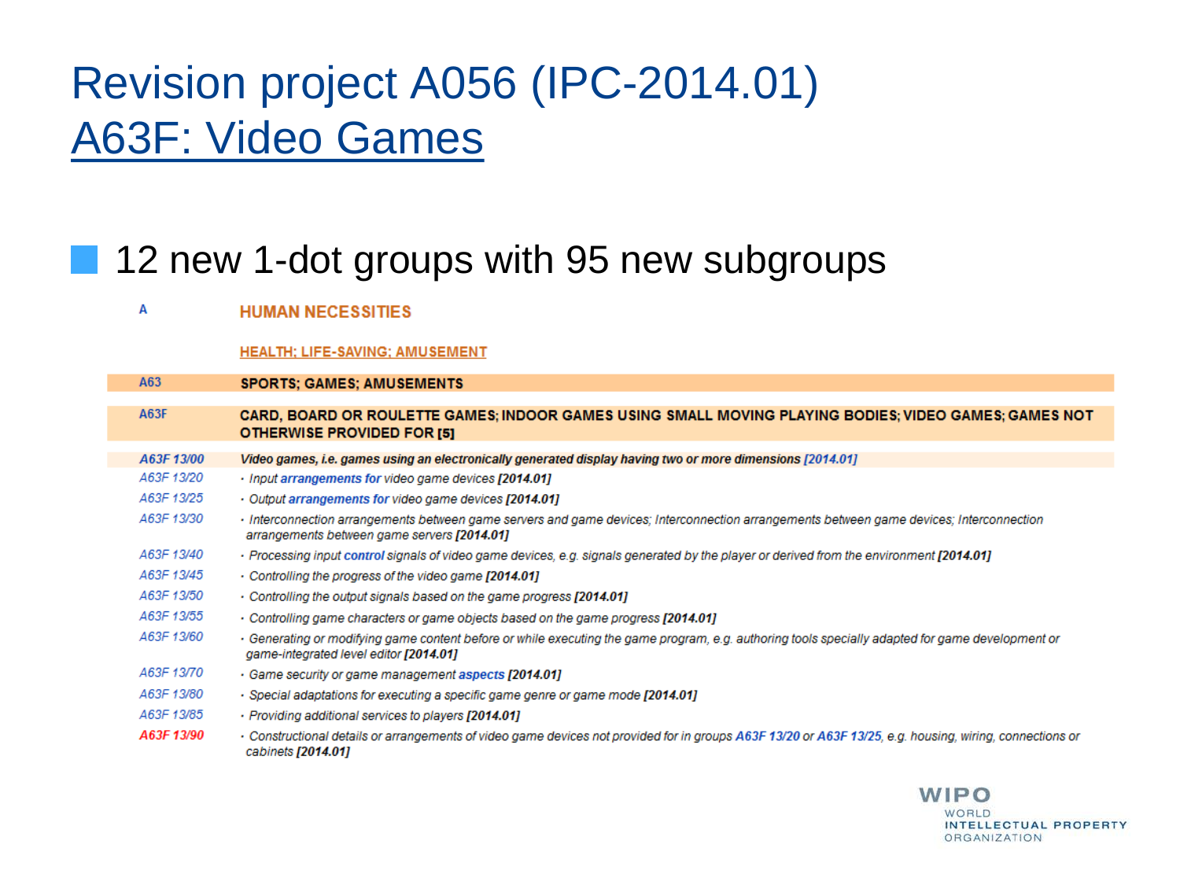# Revision project A056 (IPC-2014.01)
## A63F: Video Games

- 12 new 1-dot groups with 95 new subgroups

| | |
|---|---|
| **A** | **HUMAN NECESSITIES** |
| | **HEALTH; LIFE-SAVING; AMUSEMENT** |
| **A63** | **SPORTS; GAMES; AMUSEMENTS** |
| **A63F** | **CARD, BOARD OR ROULETTE GAMES; INDOOR GAMES USING SMALL MOVING PLAYING BODIES; VIDEO GAMES; GAMES NOT OTHERWISE PROVIDED FOR [5]** |
| ***A63F 13/00*** | ***Video games, i.e. games using an electronically generated display having two or more dimensions [2014.01]*** |
| *A63F 13/20* | *· Input **arrangements for** video game devices **[2014.01]*** |
| *A63F 13/25* | *· Output **arrangements for** video game devices **[2014.01]*** |
| *A63F 13/30* | *· Interconnection arrangements between game servers and game devices; Interconnection arrangements between game devices; Interconnection arrangements between game servers **[2014.01]*** |
| *A63F 13/40* | *· Processing input **control** signals of video game devices, e.g. signals generated by the player or derived from the environment **[2014.01]*** |
| *A63F 13/45* | *· Controlling the progress of the video game **[2014.01]*** |
| *A63F 13/50* | *· Controlling the output signals based on the game progress **[2014.01]*** |
| *A63F 13/55* | *· Controlling game characters or game objects based on the game progress **[2014.01]*** |
| *A63F 13/60* | *· Generating or modifying game content before or while executing the game program, e.g. authoring tools specially adapted for game development or game-integrated level editor **[2014.01]*** |
| *A63F 13/70* | *· Game security or game management **aspects** **[2014.01]*** |
| *A63F 13/80* | *· Special adaptations for executing a specific game genre or game mode **[2014.01]*** |
| *A63F 13/85* | *· Providing additional services to players **[2014.01]*** |
| ***A63F 13/90*** | *· Constructional details or arrangements of video game devices not provided for in groups **A63F 13/20** or **A63F 13/25**, e.g. housing, wiring, connections or cabinets **[2014.01]*** |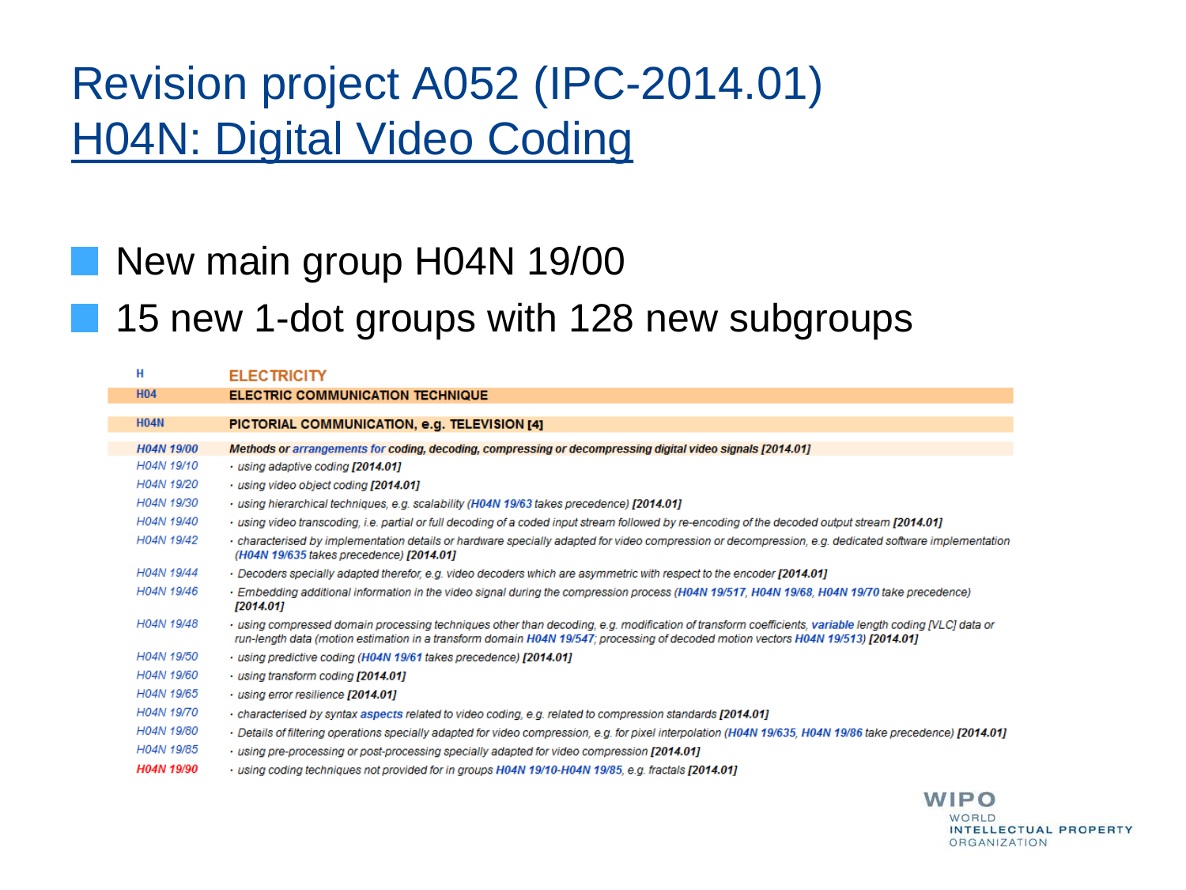# Revision project A052 (IPC-2014.01)

## H04N: Digital Video Coding

- New main group H04N 19/00
- 15 new 1-dot groups with 128 new subgroups

| | |
|---|---|
| H | ELECTRICITY |
| H04 | ELECTRIC COMMUNICATION TECHNIQUE |
| H04N | PICTORIAL COMMUNICATION, e.g. TELEVISION [4] |
| H04N 19/00 | *Methods or arrangements for coding, decoding, compressing or decompressing digital video signals [2014.01]* |
| H04N 19/10 | *· using adaptive coding [2014.01]* |
| H04N 19/20 | *· using video object coding [2014.01]* |
| H04N 19/30 | *· using hierarchical techniques, e.g. scalability (H04N 19/63 takes precedence) [2014.01]* |
| H04N 19/40 | *· using video transcoding, i.e. partial or full decoding of a coded input stream followed by re-encoding of the decoded output stream [2014.01]* |
| H04N 19/42 | *· characterised by implementation details or hardware specially adapted for video compression or decompression, e.g. dedicated software implementation (H04N 19/635 takes precedence) [2014.01]* |
| H04N 19/44 | *· Decoders specially adapted therefor, e.g. video decoders which are asymmetric with respect to the encoder [2014.01]* |
| H04N 19/46 | *· Embedding additional information in the video signal during the compression process (H04N 19/517, H04N 19/68, H04N 19/70 take precedence) [2014.01]* |
| H04N 19/48 | *· using compressed domain processing techniques other than decoding, e.g. modification of transform coefficients, variable length coding [VLC] data or run-length data (motion estimation in a transform domain H04N 19/547; processing of decoded motion vectors H04N 19/513) [2014.01]* |
| H04N 19/50 | *· using predictive coding (H04N 19/61 takes precedence) [2014.01]* |
| H04N 19/60 | *· using transform coding [2014.01]* |
| H04N 19/65 | *· using error resilience [2014.01]* |
| H04N 19/70 | *· characterised by syntax aspects related to video coding, e.g. related to compression standards [2014.01]* |
| H04N 19/80 | *· Details of filtering operations specially adapted for video compression, e.g. for pixel interpolation (H04N 19/635, H04N 19/86 take precedence) [2014.01]* |
| H04N 19/85 | *· using pre-processing or post-processing specially adapted for video compression [2014.01]* |
| H04N 19/90 | *· using coding techniques not provided for in groups H04N 19/10-H04N 19/85, e.g. fractals [2014.01]* |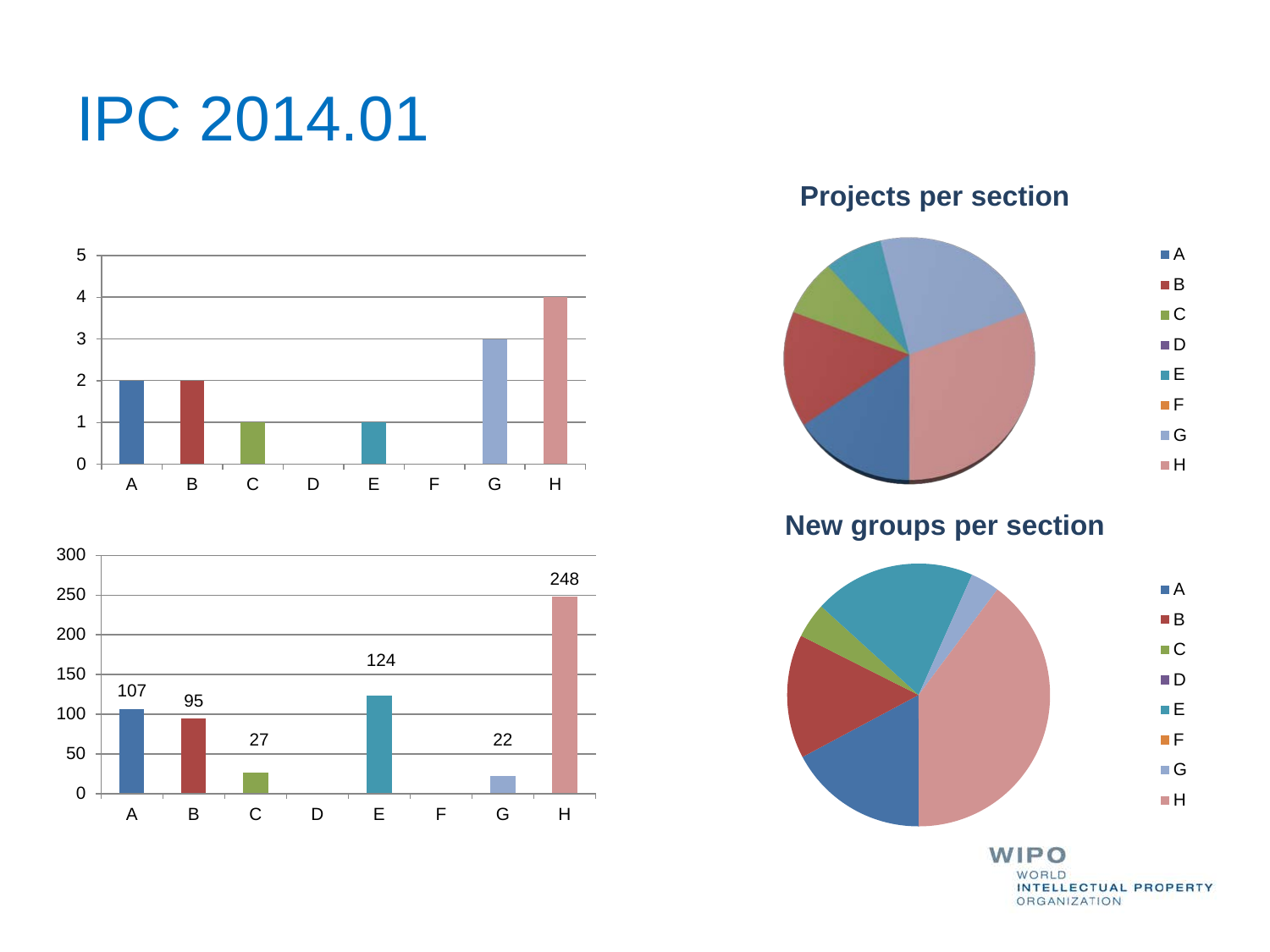# IPC 2014.01

| Section | A | B | C | D | E | F | G | H |
|---|---|---|---|---|---|---|---|---|
| Projects | 2 | 2 | 1 | 0 | 1 | 0 | 3 | 4 |
| New groups | 107 | 95 | 27 | 0 | 124 | 0 | 22 | 248 |

**Projects per section**

**New groups per section**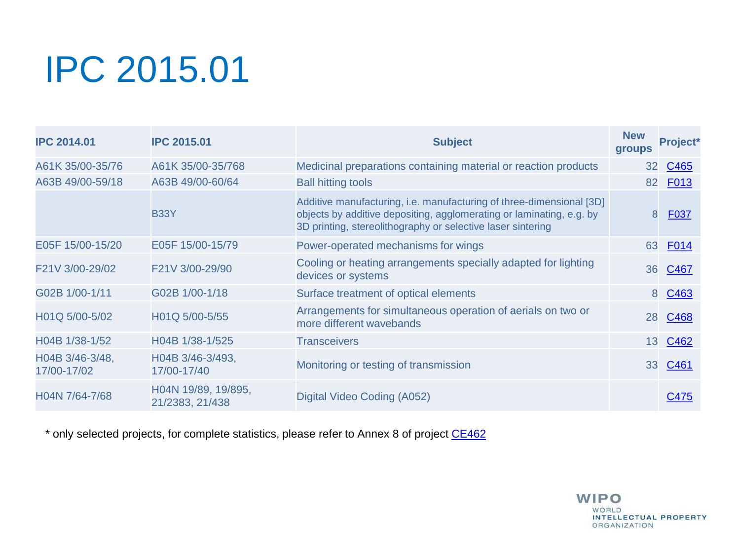# IPC 2015.01

| IPC 2014.01 | IPC 2015.01 | Subject | New groups | Project* |
|---|---|---|---|---|
| A61K 35/00-35/76 | A61K 35/00-35/768 | Medicinal preparations containing material or reaction products | 32 | C465 |
| A63B 49/00-59/18 | A63B 49/00-60/64 | Ball hitting tools | 82 | F013 |
| | B33Y | Additive manufacturing, i.e. manufacturing of three-dimensional [3D] objects by additive depositing, agglomerating or laminating, e.g. by 3D printing, stereolithography or selective laser sintering | 8 | F037 |
| E05F 15/00-15/20 | E05F 15/00-15/79 | Power-operated mechanisms for wings | 63 | F014 |
| F21V 3/00-29/02 | F21V 3/00-29/90 | Cooling or heating arrangements specially adapted for lighting devices or systems | 36 | C467 |
| G02B 1/00-1/11 | G02B 1/00-1/18 | Surface treatment of optical elements | 8 | C463 |
| H01Q 5/00-5/02 | H01Q 5/00-5/55 | Arrangements for simultaneous operation of aerials on two or more different wavebands | 28 | C468 |
| H04B 1/38-1/52 | H04B 1/38-1/525 | Transceivers | 13 | C462 |
| H04B 3/46-3/48, 17/00-17/02 | H04B 3/46-3/493, 17/00-17/40 | Monitoring or testing of transmission | 33 | C461 |
| H04N 7/64-7/68 | H04N 19/89, 19/895, 21/2383, 21/438 | Digital Video Coding (A052) | | C475 |

* only selected projects, for complete statistics, please refer to Annex 8 of project CE462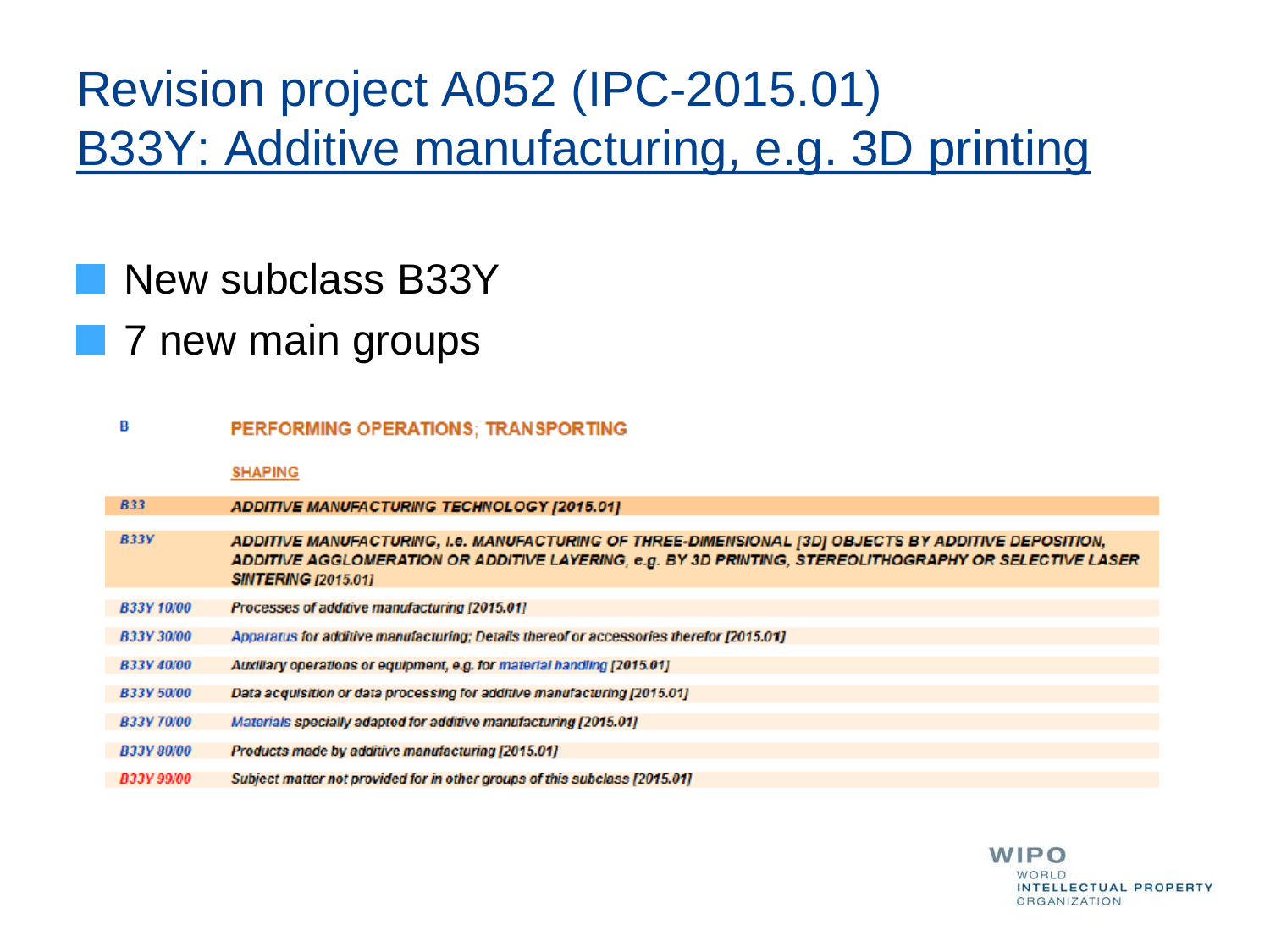# Revision project A052 (IPC-2015.01)

## B33Y: Additive manufacturing, e.g. 3D printing

- New subclass B33Y
- 7 new main groups

| | |
|---|---|
| B | PERFORMING OPERATIONS; TRANSPORTING |
| | SHAPING |
| B33 | ADDITIVE MANUFACTURING TECHNOLOGY [2015.01] |
| B33Y | ADDITIVE MANUFACTURING, i.e. MANUFACTURING OF THREE-DIMENSIONAL [3D] OBJECTS BY ADDITIVE DEPOSITION, ADDITIVE AGGLOMERATION OR ADDITIVE LAYERING, e.g. BY 3D PRINTING, STEREOLITHOGRAPHY OR SELECTIVE LASER SINTERING [2015.01] |
| B33Y 10/00 | Processes of additive manufacturing [2015.01] |
| B33Y 30/00 | Apparatus for additive manufacturing; Details thereof or accessories therefor [2015.01] |
| B33Y 40/00 | Auxiliary operations or equipment, e.g. for material handling [2015.01] |
| B33Y 50/00 | Data acquisition or data processing for additive manufacturing [2015.01] |
| B33Y 70/00 | Materials specially adapted for additive manufacturing [2015.01] |
| B33Y 80/00 | Products made by additive manufacturing [2015.01] |
| B33Y 99/00 | Subject matter not provided for in other groups of this subclass [2015.01] |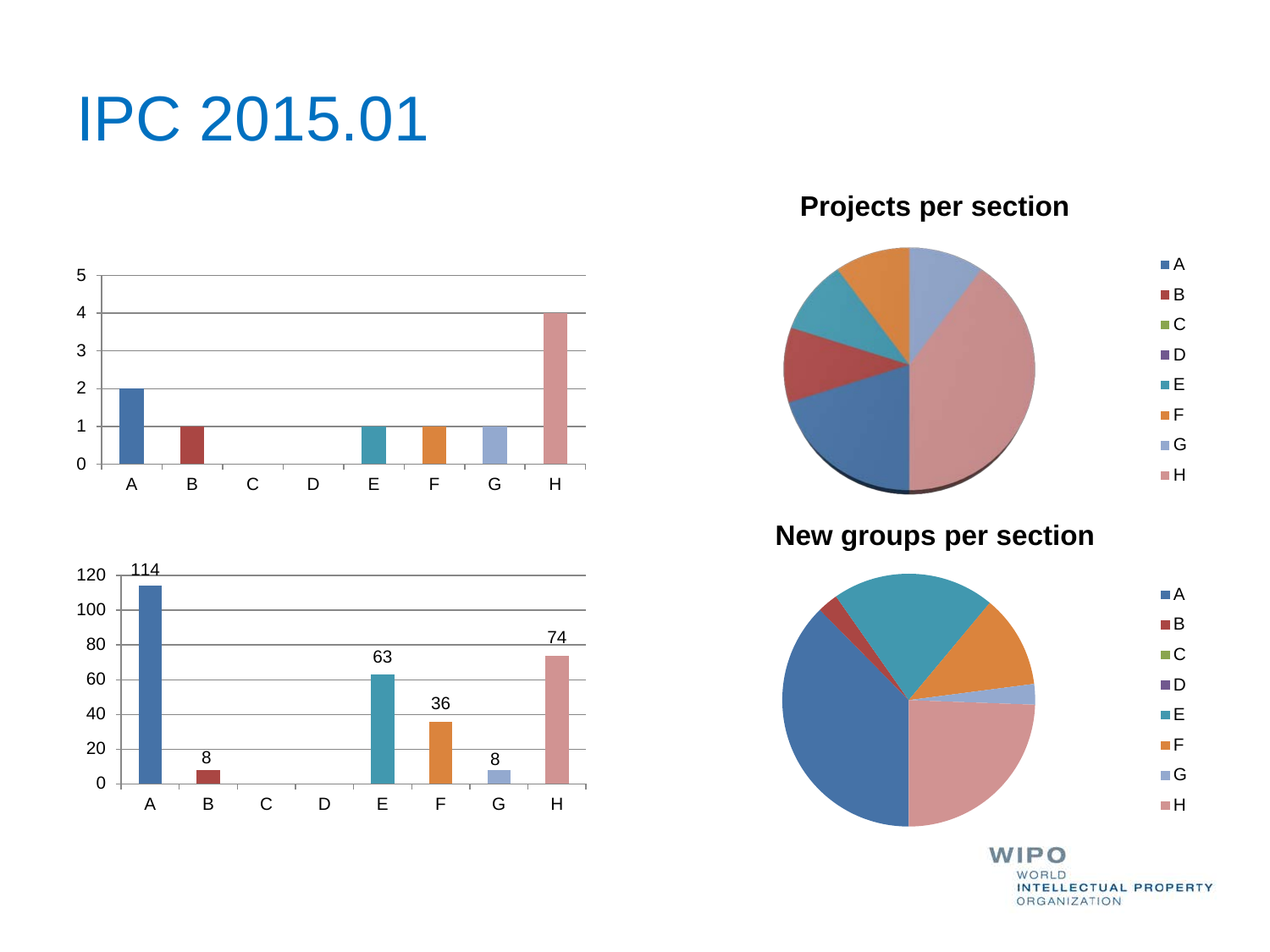# IPC 2015.01

| Section | Projects | New groups |
|---|---|---|
| A | 2 | 114 |
| B | 1 | 8 |
| C | 0 | 0 |
| D | 0 | 0 |
| E | 1 | 63 |
| F | 1 | 36 |
| G | 1 | 8 |
| H | 4 | 74 |

**Projects per section**

**New groups per section**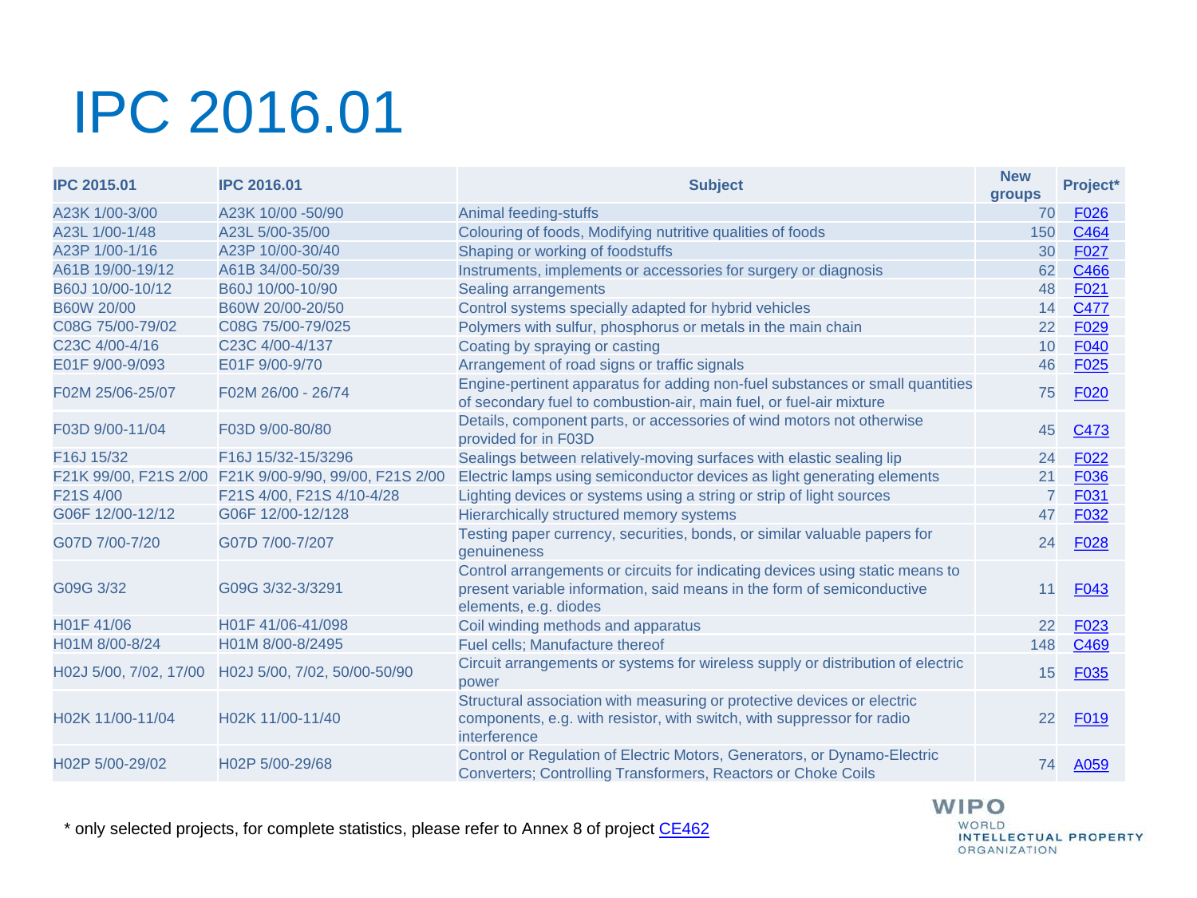# IPC 2016.01

| IPC 2015.01 | IPC 2016.01 | Subject | New groups | Project* |
|---|---|---|---|---|
| A23K 1/00-3/00 | A23K 10/00 -50/90 | Animal feeding-stuffs | 70 | F026 |
| A23L 1/00-1/48 | A23L 5/00-35/00 | Colouring of foods, Modifying nutritive qualities of foods | 150 | C464 |
| A23P 1/00-1/16 | A23P 10/00-30/40 | Shaping or working of foodstuffs | 30 | F027 |
| A61B 19/00-19/12 | A61B 34/00-50/39 | Instruments, implements or accessories for surgery or diagnosis | 62 | C466 |
| B60J 10/00-10/12 | B60J 10/00-10/90 | Sealing arrangements | 48 | F021 |
| B60W 20/00 | B60W 20/00-20/50 | Control systems specially adapted for hybrid vehicles | 14 | C477 |
| C08G 75/00-79/02 | C08G 75/00-79/025 | Polymers with sulfur, phosphorus or metals in the main chain | 22 | F029 |
| C23C 4/00-4/16 | C23C 4/00-4/137 | Coating by spraying or casting | 10 | F040 |
| E01F 9/00-9/093 | E01F 9/00-9/70 | Arrangement of road signs or traffic signals | 46 | F025 |
| F02M 25/06-25/07 | F02M 26/00 - 26/74 | Engine-pertinent apparatus for adding non-fuel substances or small quantities of secondary fuel to combustion-air, main fuel, or fuel-air mixture | 75 | F020 |
| F03D 9/00-11/04 | F03D 9/00-80/80 | Details, component parts, or accessories of wind motors not otherwise provided for in F03D | 45 | C473 |
| F16J 15/32 | F16J 15/32-15/3296 | Sealings between relatively-moving surfaces with elastic sealing lip | 24 | F022 |
| F21K 99/00, F21S 2/00 | F21K 9/00-9/90, 99/00, F21S 2/00 | Electric lamps using semiconductor devices as light generating elements | 21 | F036 |
| F21S 4/00 | F21S 4/00, F21S 4/10-4/28 | Lighting devices or systems using a string or strip of light sources | 7 | F031 |
| G06F 12/00-12/12 | G06F 12/00-12/128 | Hierarchically structured memory systems | 47 | F032 |
| G07D 7/00-7/20 | G07D 7/00-7/207 | Testing paper currency, securities, bonds, or similar valuable papers for genuineness | 24 | F028 |
| G09G 3/32 | G09G 3/32-3/3291 | Control arrangements or circuits for indicating devices using static means to present variable information, said means in the form of semiconductive elements, e.g. diodes | 11 | F043 |
| H01F 41/06 | H01F 41/06-41/098 | Coil winding methods and apparatus | 22 | F023 |
| H01M 8/00-8/24 | H01M 8/00-8/2495 | Fuel cells; Manufacture thereof | 148 | C469 |
| H02J 5/00, 7/02, 17/00 | H02J 5/00, 7/02, 50/00-50/90 | Circuit arrangements or systems for wireless supply or distribution of electric power | 15 | F035 |
| H02K 11/00-11/04 | H02K 11/00-11/40 | Structural association with measuring or protective devices or electric components, e.g. with resistor, with switch, with suppressor for radio interference | 22 | F019 |
| H02P 5/00-29/02 | H02P 5/00-29/68 | Control or Regulation of Electric Motors, Generators, or Dynamo-Electric Converters; Controlling Transformers, Reactors or Choke Coils | 74 | A059 |

* only selected projects, for complete statistics, please refer to Annex 8 of project CE462

WIPO WORLD INTELLECTUAL PROPERTY ORGANIZATION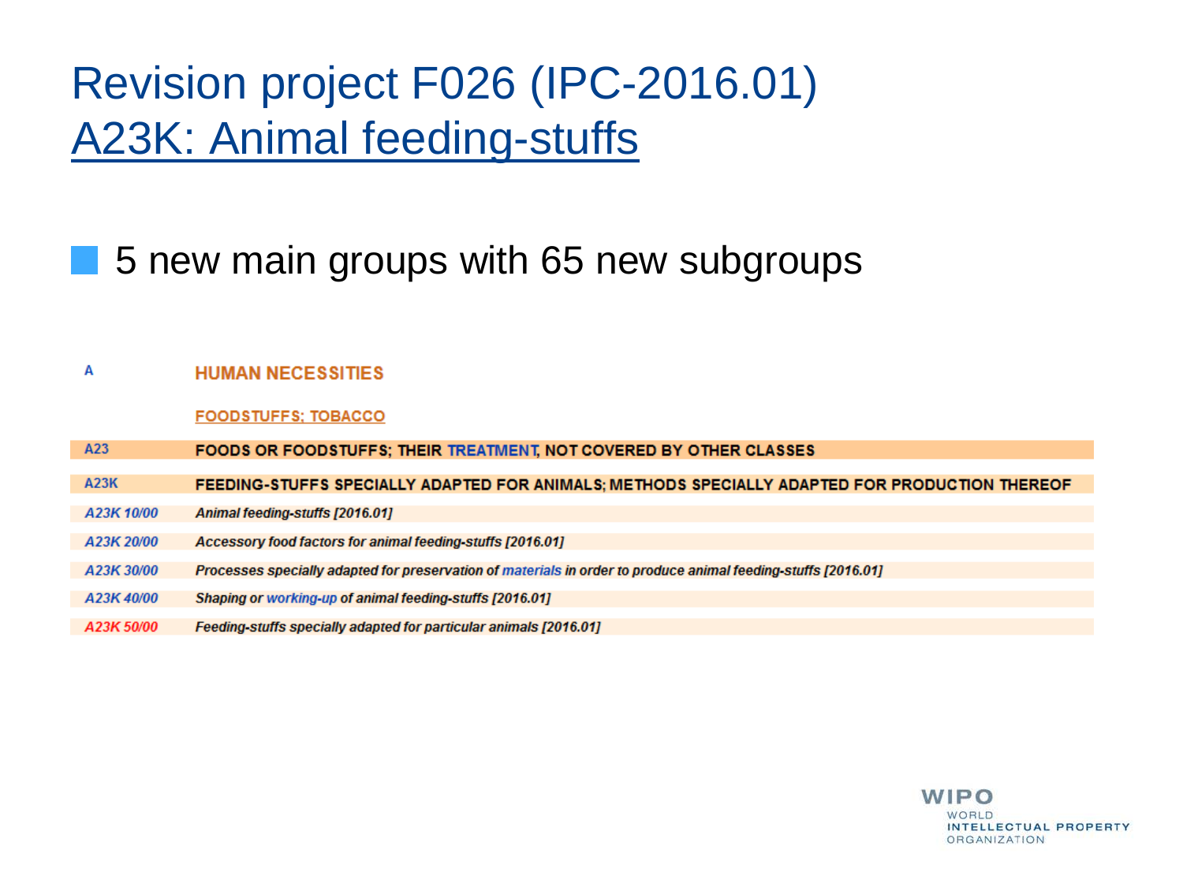# Revision project F026 (IPC-2016.01)
## A23K: Animal feeding-stuffs

- 5 new main groups with 65 new subgroups

| | |
|---|---|
| A | HUMAN NECESSITIES |
| | FOODSTUFFS; TOBACCO |
| A23 | **FOODS OR FOODSTUFFS; THEIR TREATMENT, NOT COVERED BY OTHER CLASSES** |
| A23K | **FEEDING-STUFFS SPECIALLY ADAPTED FOR ANIMALS; METHODS SPECIALLY ADAPTED FOR PRODUCTION THEREOF** |
| *A23K 10/00* | *Animal feeding-stuffs [2016.01]* |
| *A23K 20/00* | *Accessory food factors for animal feeding-stuffs [2016.01]* |
| *A23K 30/00* | *Processes specially adapted for preservation of materials in order to produce animal feeding-stuffs [2016.01]* |
| *A23K 40/00* | *Shaping or working-up of animal feeding-stuffs [2016.01]* |
| *A23K 50/00* | *Feeding-stuffs specially adapted for particular animals [2016.01]* |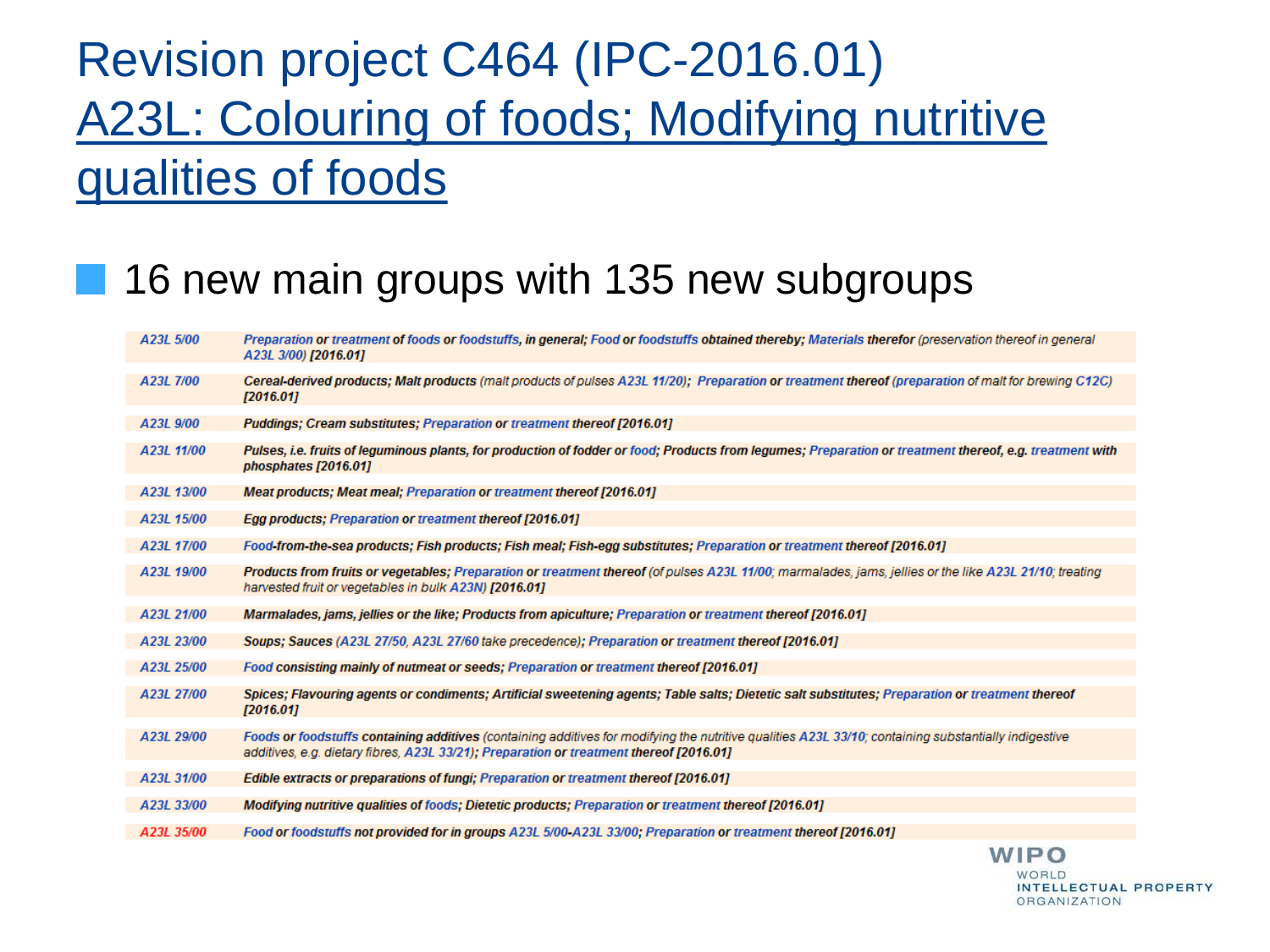# Revision project C464 (IPC-2016.01)

## A23L: Colouring of foods; Modifying nutritive qualities of foods

- 16 new main groups with 135 new subgroups

| | |
|---|---|
| A23L 5/00 | **Preparation or treatment of foods or foodstuffs, in general; Food or foodstuffs obtained thereby; Materials therefor** (preservation thereof in general A23L 3/00) **[2016.01]** |
| A23L 7/00 | **Cereal-derived products; Malt products** (malt products of pulses A23L 11/20); **Preparation or treatment thereof** (preparation of malt for brewing C12C) **[2016.01]** |
| A23L 9/00 | **Puddings; Cream substitutes; Preparation or treatment thereof [2016.01]** |
| A23L 11/00 | **Pulses, i.e. fruits of leguminous plants, for production of fodder or food; Products from legumes; Preparation or treatment thereof, e.g. treatment with phosphates [2016.01]** |
| A23L 13/00 | **Meat products; Meat meal; Preparation or treatment thereof [2016.01]** |
| A23L 15/00 | **Egg products; Preparation or treatment thereof [2016.01]** |
| A23L 17/00 | **Food-from-the-sea products; Fish products; Fish meal; Fish-egg substitutes; Preparation or treatment thereof [2016.01]** |
| A23L 19/00 | **Products from fruits or vegetables; Preparation or treatment thereof** (of pulses A23L 11/00; marmalades, jams, jellies or the like A23L 21/10; treating harvested fruit or vegetables in bulk A23N) **[2016.01]** |
| A23L 21/00 | **Marmalades, jams, jellies or the like; Products from apiculture; Preparation or treatment thereof [2016.01]** |
| A23L 23/00 | **Soups; Sauces** (A23L 27/50, A23L 27/60 take precedence); **Preparation or treatment thereof [2016.01]** |
| A23L 25/00 | **Food consisting mainly of nutmeat or seeds; Preparation or treatment thereof [2016.01]** |
| A23L 27/00 | **Spices; Flavouring agents or condiments; Artificial sweetening agents; Table salts; Dietetic salt substitutes; Preparation or treatment thereof [2016.01]** |
| A23L 29/00 | **Foods or foodstuffs containing additives** (containing additives for modifying the nutritive qualities A23L 33/10; containing substantially indigestive additives, e.g. dietary fibres, A23L 33/21); **Preparation or treatment thereof [2016.01]** |
| A23L 31/00 | **Edible extracts or preparations of fungi; Preparation or treatment thereof [2016.01]** |
| A23L 33/00 | **Modifying nutritive qualities of foods; Dietetic products; Preparation or treatment thereof [2016.01]** |
| A23L 35/00 | **Food or foodstuffs not provided for in groups A23L 5/00-A23L 33/00; Preparation or treatment thereof [2016.01]** |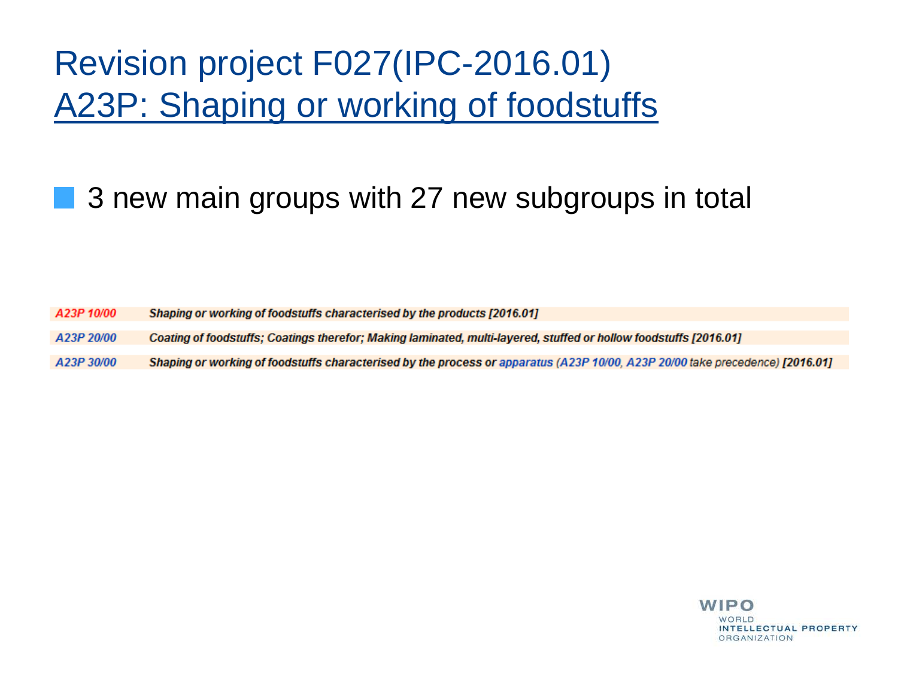# Revision project F027(IPC-2016.01)
## A23P: Shaping or working of foodstuffs

- 3 new main groups with 27 new subgroups in total

| | |
|---|---|
| *A23P 10/00* | ***Shaping or working of foodstuffs characterised by the products [2016.01]*** |
| *A23P 20/00* | ***Coating of foodstuffs; Coatings therefor; Making laminated, multi-layered, stuffed or hollow foodstuffs [2016.01]*** |
| *A23P 30/00* | ***Shaping or working of foodstuffs characterised by the process or** apparatus (A23P 10/00, A23P 20/00 take precedence) **[2016.01]*** |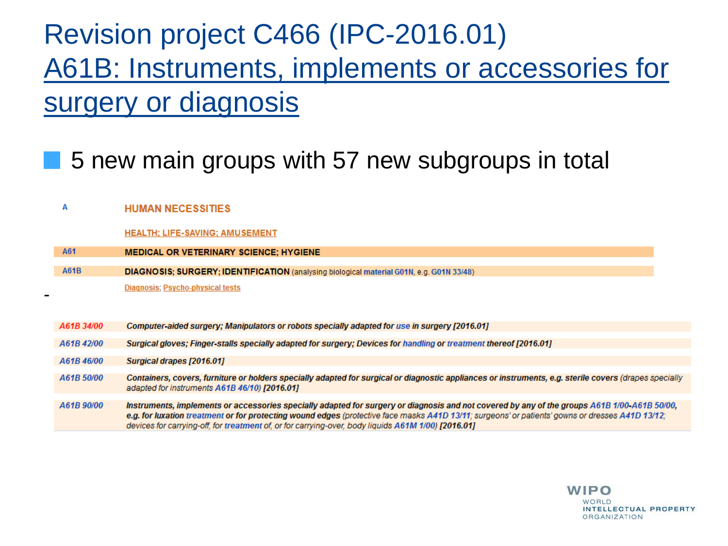# Revision project C466 (IPC-2016.01)

## A61B: Instruments, implements or accessories for surgery or diagnosis

- 5 new main groups with 57 new subgroups in total

| | |
|---|---|
| A | HUMAN NECESSITIES |
| | HEALTH; LIFE-SAVING; AMUSEMENT |
| A61 | MEDICAL OR VETERINARY SCIENCE; HYGIENE |
| A61B | DIAGNOSIS; SURGERY; IDENTIFICATION (analysing biological material G01N, e.g. G01N 33/48) |
| | Diagnosis; Psycho-physical tests |

-

| | |
|---|---|
| A61B 34/00 | *Computer-aided surgery; Manipulators or robots specially adapted for use in surgery [2016.01]* |
| A61B 42/00 | *Surgical gloves; Finger-stalls specially adapted for surgery; Devices for handling or treatment thereof [2016.01]* |
| A61B 46/00 | *Surgical drapes [2016.01]* |
| A61B 50/00 | *Containers, covers, furniture or holders specially adapted for surgical or diagnostic appliances or instruments, e.g. sterile covers (drapes specially adapted for instruments A61B 46/10) [2016.01]* |
| A61B 90/00 | *Instruments, implements or accessories specially adapted for surgery or diagnosis and not covered by any of the groups A61B 1/00-A61B 50/00, e.g. for luxation treatment or for protecting wound edges (protective face masks A41D 13/11; surgeons' or patients' gowns or dresses A41D 13/12; devices for carrying-off, for treatment of, or for carrying-over, body liquids A61M 1/00) [2016.01]* |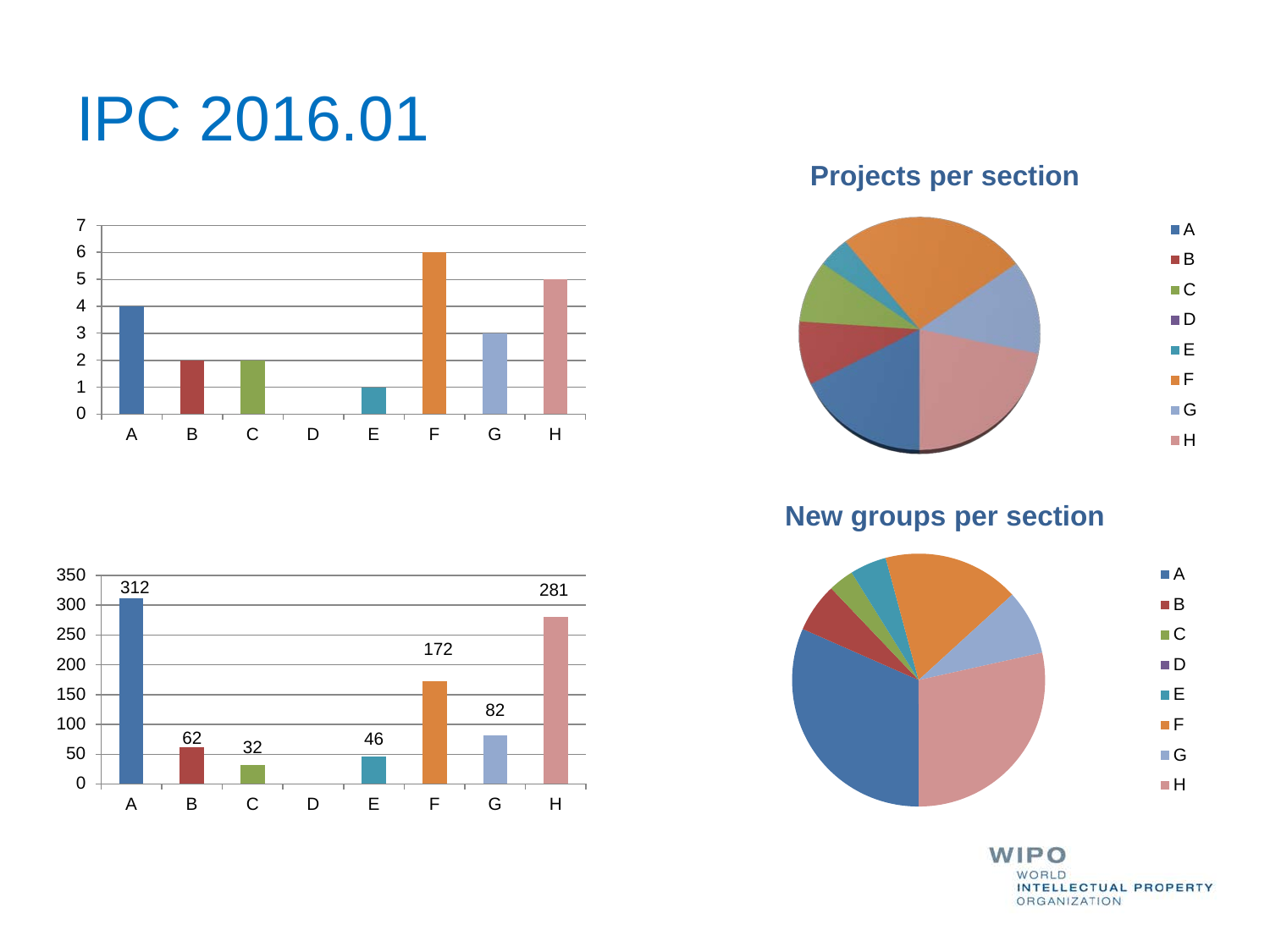# IPC 2016.01

**Projects per section**

| Section | Projects |
|---|---|
| A | 4 |
| B | 2 |
| C | 2 |
| D | |
| E | 1 |
| F | 6 |
| G | 3 |
| H | 5 |

**New groups per section**

| Section | New groups |
|---|---|
| A | 312 |
| B | 62 |
| C | 32 |
| D | |
| E | 46 |
| F | 172 |
| G | 82 |
| H | 281 |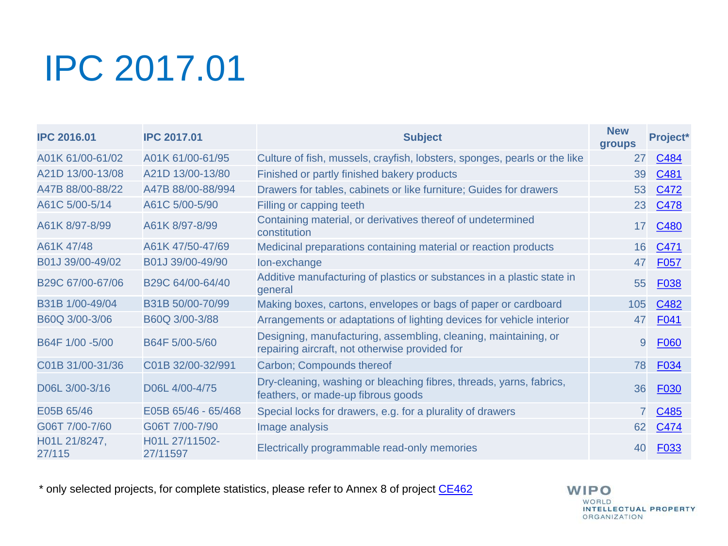# IPC 2017.01

| IPC 2016.01 | IPC 2017.01 | Subject | New groups | Project* |
|---|---|---|---|---|
| A01K 61/00-61/02 | A01K 61/00-61/95 | Culture of fish, mussels, crayfish, lobsters, sponges, pearls or the like | 27 | C484 |
| A21D 13/00-13/08 | A21D 13/00-13/80 | Finished or partly finished bakery products | 39 | C481 |
| A47B 88/00-88/22 | A47B 88/00-88/994 | Drawers for tables, cabinets or like furniture; Guides for drawers | 53 | C472 |
| A61C 5/00-5/14 | A61C 5/00-5/90 | Filling or capping teeth | 23 | C478 |
| A61K 8/97-8/99 | A61K 8/97-8/99 | Containing material, or derivatives thereof of undetermined constitution | 17 | C480 |
| A61K 47/48 | A61K 47/50-47/69 | Medicinal preparations containing material or reaction products | 16 | C471 |
| B01J 39/00-49/02 | B01J 39/00-49/90 | Ion-exchange | 47 | F057 |
| B29C 67/00-67/06 | B29C 64/00-64/40 | Additive manufacturing of plastics or substances in a plastic state in general | 55 | F038 |
| B31B 1/00-49/04 | B31B 50/00-70/99 | Making boxes, cartons, envelopes or bags of paper or cardboard | 105 | C482 |
| B60Q 3/00-3/06 | B60Q 3/00-3/88 | Arrangements or adaptations of lighting devices for vehicle interior | 47 | F041 |
| B64F 1/00 -5/00 | B64F 5/00-5/60 | Designing, manufacturing, assembling, cleaning, maintaining, or repairing aircraft, not otherwise provided for | 9 | F060 |
| C01B 31/00-31/36 | C01B 32/00-32/991 | Carbon; Compounds thereof | 78 | F034 |
| D06L 3/00-3/16 | D06L 4/00-4/75 | Dry-cleaning, washing or bleaching fibres, threads, yarns, fabrics, feathers, or made-up fibrous goods | 36 | F030 |
| E05B 65/46 | E05B 65/46 - 65/468 | Special locks for drawers, e.g. for a plurality of drawers | 7 | C485 |
| G06T 7/00-7/60 | G06T 7/00-7/90 | Image analysis | 62 | C474 |
| H01L 21/8247, 27/115 | H01L 27/11502-27/11597 | Electrically programmable read-only memories | 40 | F033 |

* only selected projects, for complete statistics, please refer to Annex 8 of project CE462

WIPO
WORLD
INTELLECTUAL PROPERTY
ORGANIZATION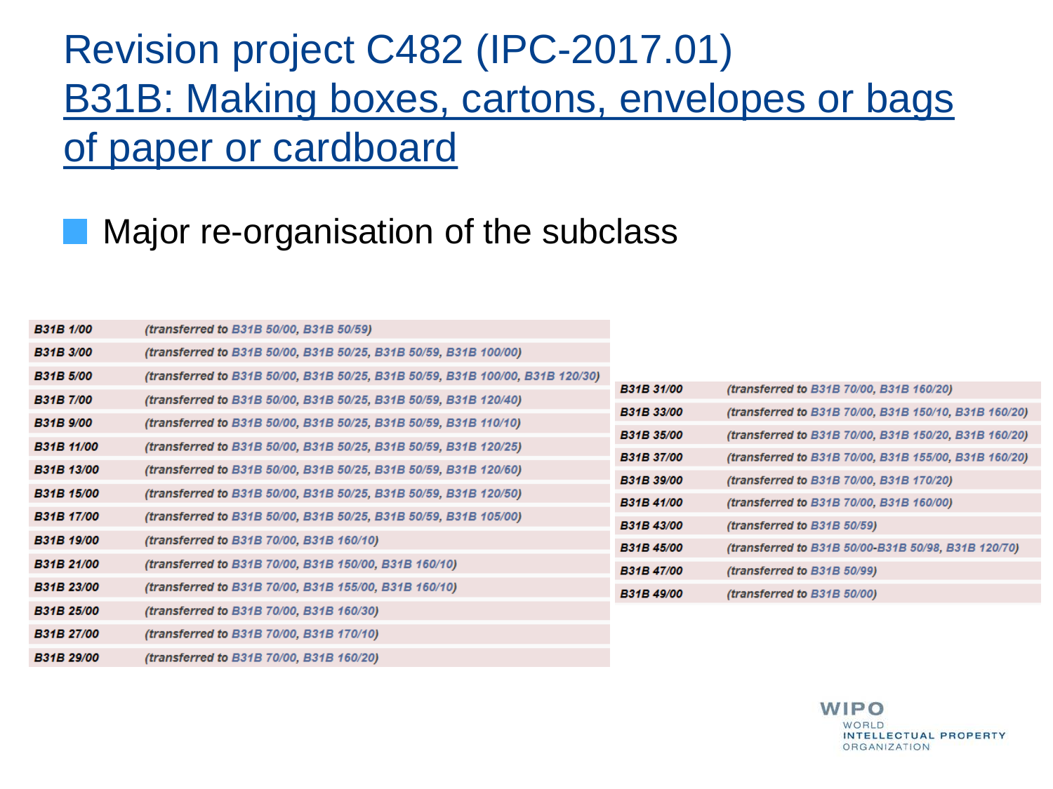# Revision project C482 (IPC-2017.01)

## B31B: Making boxes, cartons, envelopes or bags of paper or cardboard

- Major re-organisation of the subclass

| Group | Transfer |
|---|---|
| **B31B 1/00** | *(transferred to B31B 50/00, B31B 50/59)* |
| **B31B 3/00** | *(transferred to B31B 50/00, B31B 50/25, B31B 50/59, B31B 100/00)* |
| **B31B 5/00** | *(transferred to B31B 50/00, B31B 50/25, B31B 50/59, B31B 100/00, B31B 120/30)* |
| **B31B 7/00** | *(transferred to B31B 50/00, B31B 50/25, B31B 50/59, B31B 120/40)* |
| **B31B 9/00** | *(transferred to B31B 50/00, B31B 50/25, B31B 50/59, B31B 110/10)* |
| **B31B 11/00** | *(transferred to B31B 50/00, B31B 50/25, B31B 50/59, B31B 120/25)* |
| **B31B 13/00** | *(transferred to B31B 50/00, B31B 50/25, B31B 50/59, B31B 120/60)* |
| **B31B 15/00** | *(transferred to B31B 50/00, B31B 50/25, B31B 50/59, B31B 120/50)* |
| **B31B 17/00** | *(transferred to B31B 50/00, B31B 50/25, B31B 50/59, B31B 105/00)* |
| **B31B 19/00** | *(transferred to B31B 70/00, B31B 160/10)* |
| **B31B 21/00** | *(transferred to B31B 70/00, B31B 150/00, B31B 160/10)* |
| **B31B 23/00** | *(transferred to B31B 70/00, B31B 155/00, B31B 160/10)* |
| **B31B 25/00** | *(transferred to B31B 70/00, B31B 160/30)* |
| **B31B 27/00** | *(transferred to B31B 70/00, B31B 170/10)* |
| **B31B 29/00** | *(transferred to B31B 70/00, B31B 160/20)* |
| **B31B 31/00** | *(transferred to B31B 70/00, B31B 160/20)* |
| **B31B 33/00** | *(transferred to B31B 70/00, B31B 150/10, B31B 160/20)* |
| **B31B 35/00** | *(transferred to B31B 70/00, B31B 150/20, B31B 160/20)* |
| **B31B 37/00** | *(transferred to B31B 70/00, B31B 155/00, B31B 160/20)* |
| **B31B 39/00** | *(transferred to B31B 70/00, B31B 170/20)* |
| **B31B 41/00** | *(transferred to B31B 70/00, B31B 160/00)* |
| **B31B 43/00** | *(transferred to B31B 50/59)* |
| **B31B 45/00** | *(transferred to B31B 50/00-B31B 50/98, B31B 120/70)* |
| **B31B 47/00** | *(transferred to B31B 50/99)* |
| **B31B 49/00** | *(transferred to B31B 50/00)* |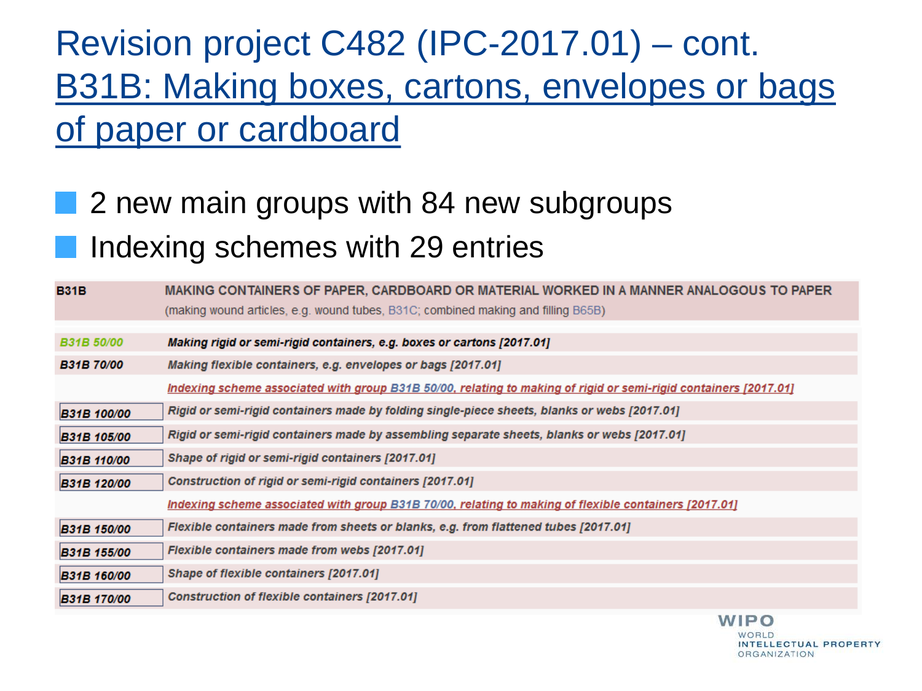# Revision project C482 (IPC-2017.01) – cont.

## B31B: Making boxes, cartons, envelopes or bags of paper or cardboard

- 2 new main groups with 84 new subgroups
- Indexing schemes with 29 entries

| B31B | MAKING CONTAINERS OF PAPER, CARDBOARD OR MATERIAL WORKED IN A MANNER ANALOGOUS TO PAPER (making wound articles, e.g. wound tubes, B31C; combined making and filling B65B) |
|---|---|
| *B31B 50/00* | *Making rigid or semi-rigid containers, e.g. boxes or cartons [2017.01]* |
| *B31B 70/00* | *Making flexible containers, e.g. envelopes or bags [2017.01]* |
| | *Indexing scheme associated with group B31B 50/00, relating to making of rigid or semi-rigid containers [2017.01]* |
| *B31B 100/00* | *Rigid or semi-rigid containers made by folding single-piece sheets, blanks or webs [2017.01]* |
| *B31B 105/00* | *Rigid or semi-rigid containers made by assembling separate sheets, blanks or webs [2017.01]* |
| *B31B 110/00* | *Shape of rigid or semi-rigid containers [2017.01]* |
| *B31B 120/00* | *Construction of rigid or semi-rigid containers [2017.01]* |
| | *Indexing scheme associated with group B31B 70/00, relating to making of flexible containers [2017.01]* |
| *B31B 150/00* | *Flexible containers made from sheets or blanks, e.g. from flattened tubes [2017.01]* |
| *B31B 155/00* | *Flexible containers made from webs [2017.01]* |
| *B31B 160/00* | *Shape of flexible containers [2017.01]* |
| *B31B 170/00* | *Construction of flexible containers [2017.01]* |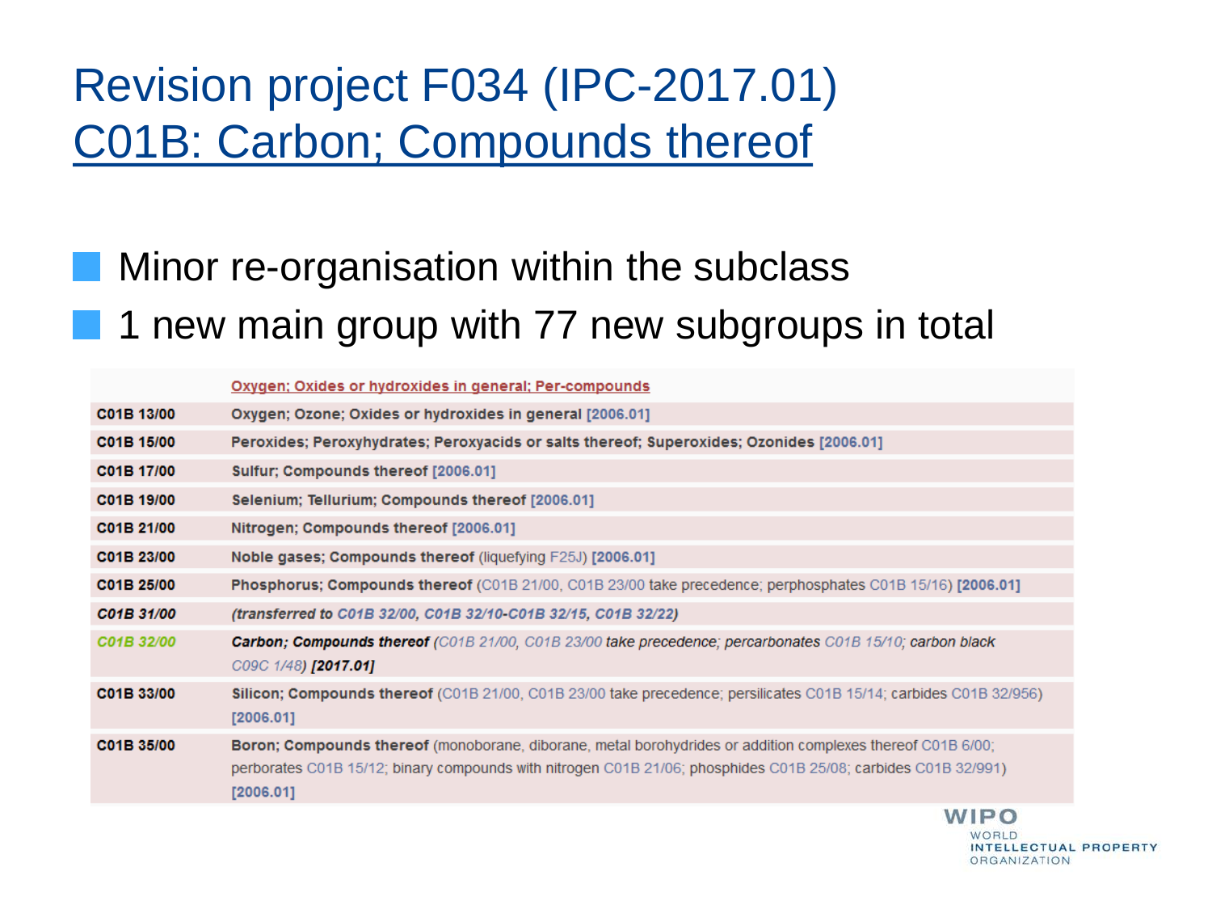# Revision project F034 (IPC-2017.01)

## C01B: Carbon; Compounds thereof

- Minor re-organisation within the subclass
- 1 new main group with 77 new subgroups in total

| | Oxygen; Oxides or hydroxides in general; Per-compounds |
|---|---|
| C01B 13/00 | **Oxygen; Ozone; Oxides or hydroxides in general** [2006.01] |
| C01B 15/00 | **Peroxides; Peroxyhydrates; Peroxyacids or salts thereof; Superoxides; Ozonides** [2006.01] |
| C01B 17/00 | **Sulfur; Compounds thereof** [2006.01] |
| C01B 19/00 | **Selenium; Tellurium; Compounds thereof** [2006.01] |
| C01B 21/00 | **Nitrogen; Compounds thereof** [2006.01] |
| C01B 23/00 | **Noble gases; Compounds thereof** (liquefying F25J) [2006.01] |
| C01B 25/00 | **Phosphorus; Compounds thereof** (C01B 21/00, C01B 23/00 take precedence; perphosphates C01B 15/16) [2006.01] |
| *C01B 31/00* | *(transferred to C01B 32/00, C01B 32/10-C01B 32/15, C01B 32/22)* |
| *C01B 32/00* | ***Carbon; Compounds thereof*** *(C01B 21/00, C01B 23/00 take precedence; percarbonates C01B 15/10; carbon black C09C 1/48)* ***[2017.01]*** |
| C01B 33/00 | **Silicon; Compounds thereof** (C01B 21/00, C01B 23/00 take precedence; persilicates C01B 15/14; carbides C01B 32/956) [2006.01] |
| C01B 35/00 | **Boron; Compounds thereof** (monoborane, diborane, metal borohydrides or addition complexes thereof C01B 6/00; perborates C01B 15/12; binary compounds with nitrogen C01B 21/06; phosphides C01B 25/08; carbides C01B 32/991) [2006.01] |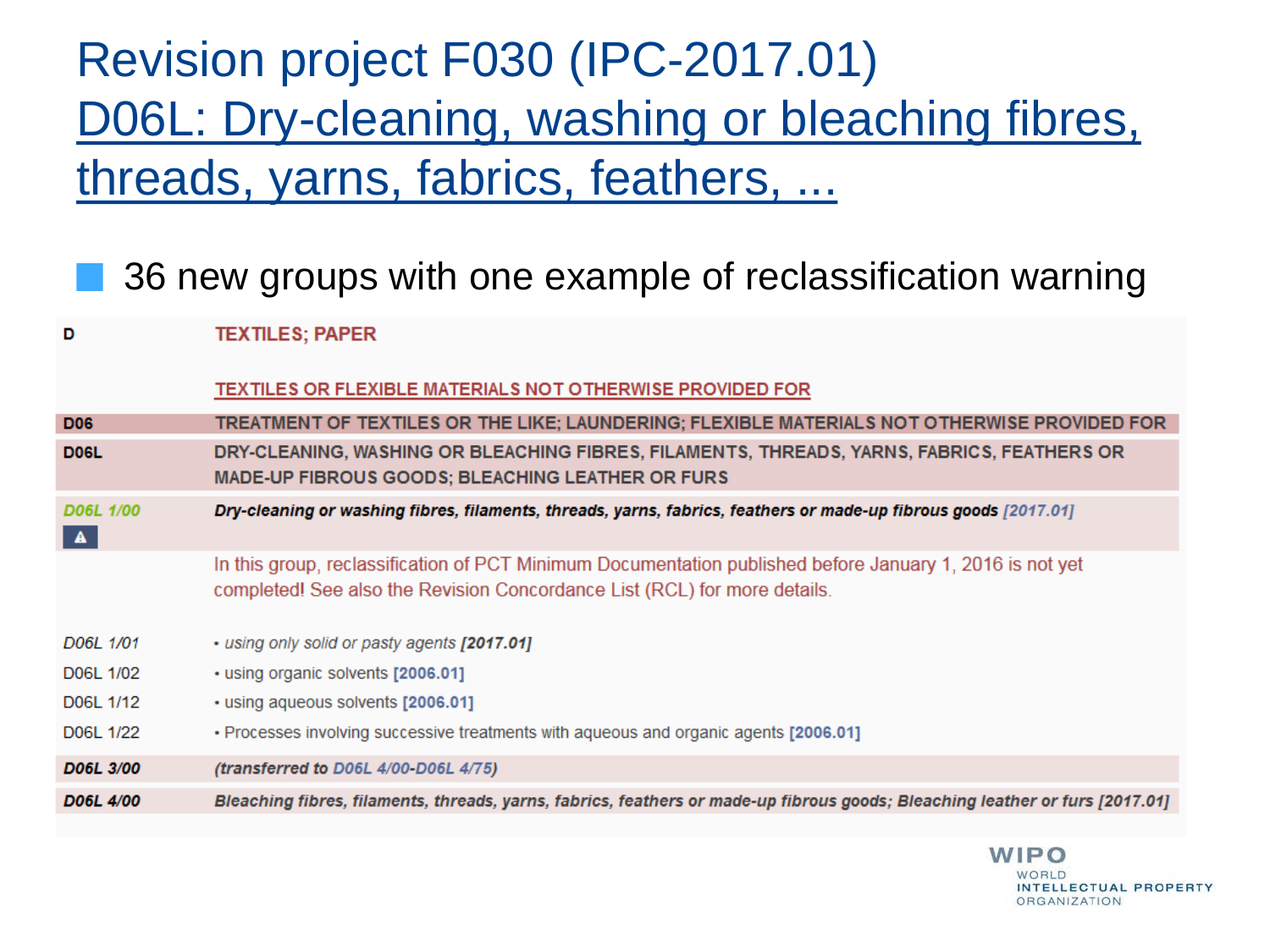# Revision project F030 (IPC-2017.01)

## D06L: Dry-cleaning, washing or bleaching fibres, threads, yarns, fabrics, feathers, ...

- 36 new groups with one example of reclassification warning

| | |
|---|---|
| D | TEXTILES; PAPER |
| | TEXTILES OR FLEXIBLE MATERIALS NOT OTHERWISE PROVIDED FOR |
| **D06** | **TREATMENT OF TEXTILES OR THE LIKE; LAUNDERING; FLEXIBLE MATERIALS NOT OTHERWISE PROVIDED FOR** |
| **D06L** | **DRY-CLEANING, WASHING OR BLEACHING FIBRES, FILAMENTS, THREADS, YARNS, FABRICS, FEATHERS OR MADE-UP FIBROUS GOODS; BLEACHING LEATHER OR FURS** |
| ***D06L 1/00*** | ***Dry-cleaning or washing fibres, filaments, threads, yarns, fabrics, feathers or made-up fibrous goods*** *[2017.01]* |
| | In this group, reclassification of PCT Minimum Documentation published before January 1, 2016 is not yet completed! See also the Revision Concordance List (RCL) for more details. |
| *D06L 1/01* | *• using only solid or pasty agents* ***[2017.01]*** |
| D06L 1/02 | • using organic solvents **[2006.01]** |
| D06L 1/12 | • using aqueous solvents **[2006.01]** |
| D06L 1/22 | • Processes involving successive treatments with aqueous and organic agents **[2006.01]** |
| ***D06L 3/00*** | ***(transferred to D06L 4/00-D06L 4/75)*** |
| ***D06L 4/00*** | ***Bleaching fibres, filaments, threads, yarns, fabrics, feathers or made-up fibrous goods; Bleaching leather or furs [2017.01]*** |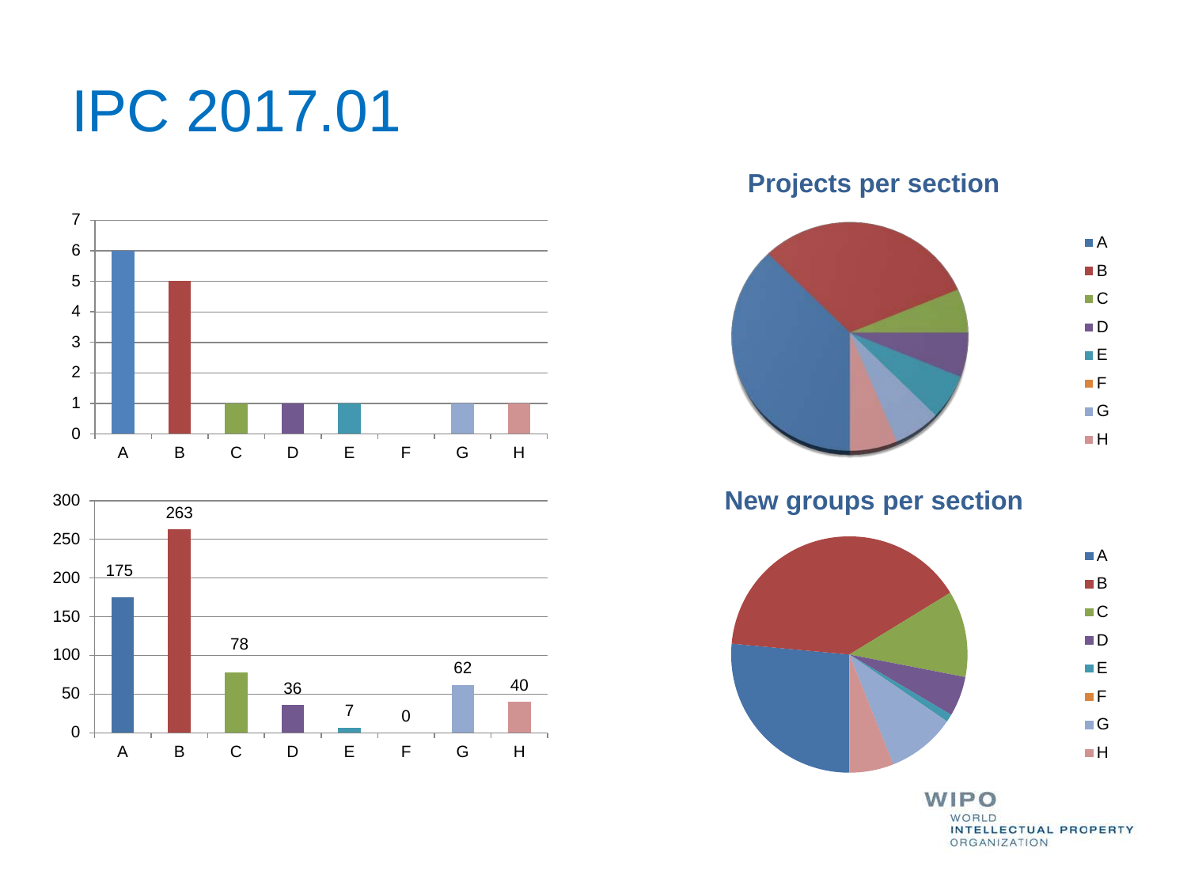# IPC 2017.01

**Projects per section**

| Section | A | B | C | D | E | F | G | H |
|---|---|---|---|---|---|---|---|---|
| Projects | 6 | 5 | 1 | 1 | 1 | 0 | 1 | 1 |

**New groups per section**

| Section | A | B | C | D | E | F | G | H |
|---|---|---|---|---|---|---|---|---|
| New groups | 175 | 263 | 78 | 36 | 7 | 0 | 62 | 40 |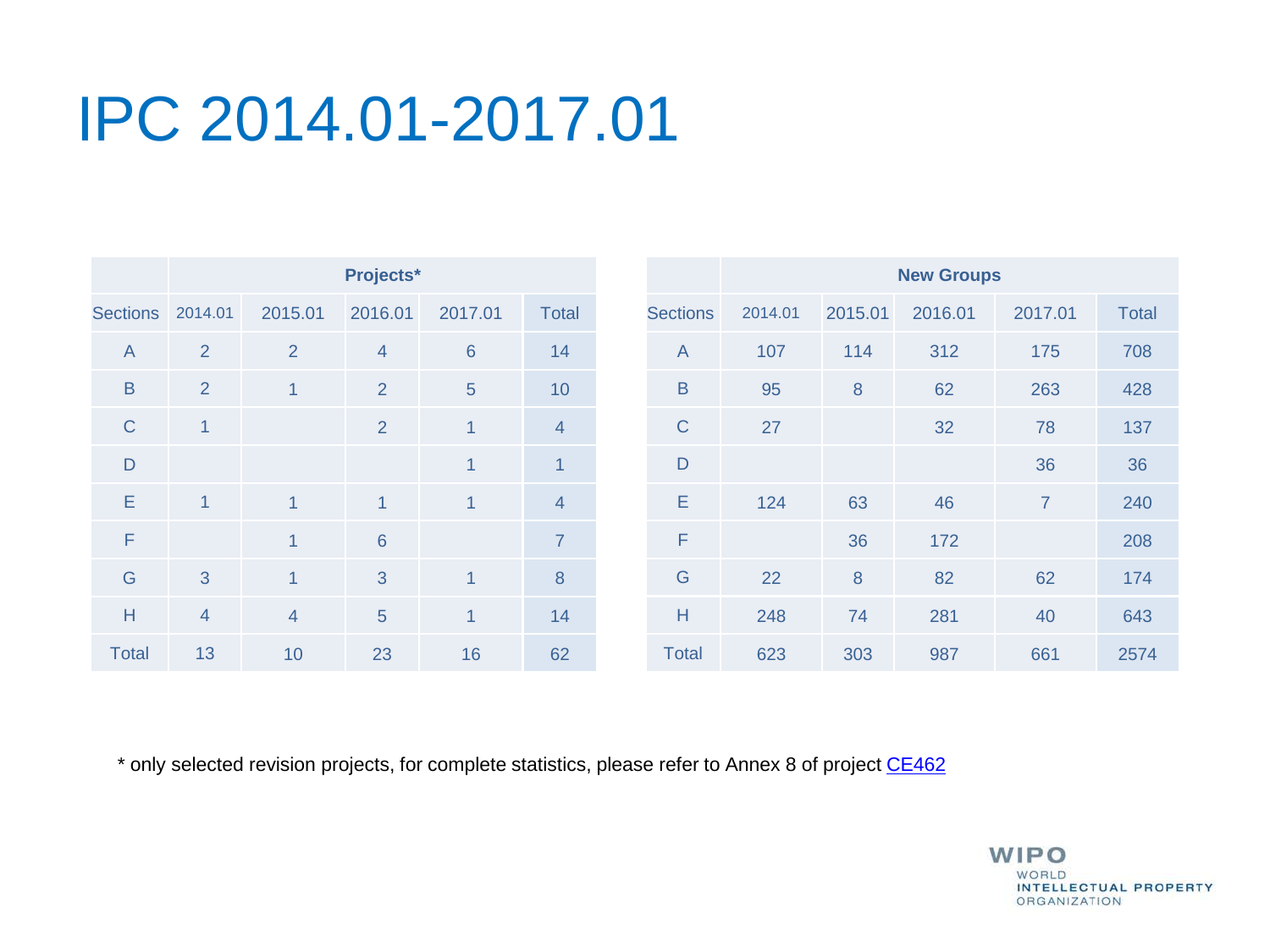# IPC 2014.01-2017.01

| | Projects* | | | | |
|---|---|---|---|---|---|
| Sections | 2014.01 | 2015.01 | 2016.01 | 2017.01 | Total |
| A | 2 | 2 | 4 | 6 | 14 |
| B | 2 | 1 | 2 | 5 | 10 |
| C | 1 | | 2 | 1 | 4 |
| D | | | | 1 | 1 |
| E | 1 | 1 | 1 | 1 | 4 |
| F | | 1 | 6 | | 7 |
| G | 3 | 1 | 3 | 1 | 8 |
| H | 4 | 4 | 5 | 1 | 14 |
| Total | 13 | 10 | 23 | 16 | 62 |

| | New Groups | | | | |
|---|---|---|---|---|---|
| Sections | 2014.01 | 2015.01 | 2016.01 | 2017.01 | Total |
| A | 107 | 114 | 312 | 175 | 708 |
| B | 95 | 8 | 62 | 263 | 428 |
| C | 27 | | 32 | 78 | 137 |
| D | | | | 36 | 36 |
| E | 124 | 63 | 46 | 7 | 240 |
| F | | 36 | 172 | | 208 |
| G | 22 | 8 | 82 | 62 | 174 |
| H | 248 | 74 | 281 | 40 | 643 |
| Total | 623 | 303 | 987 | 661 | 2574 |

* only selected revision projects, for complete statistics, please refer to Annex 8 of project CE462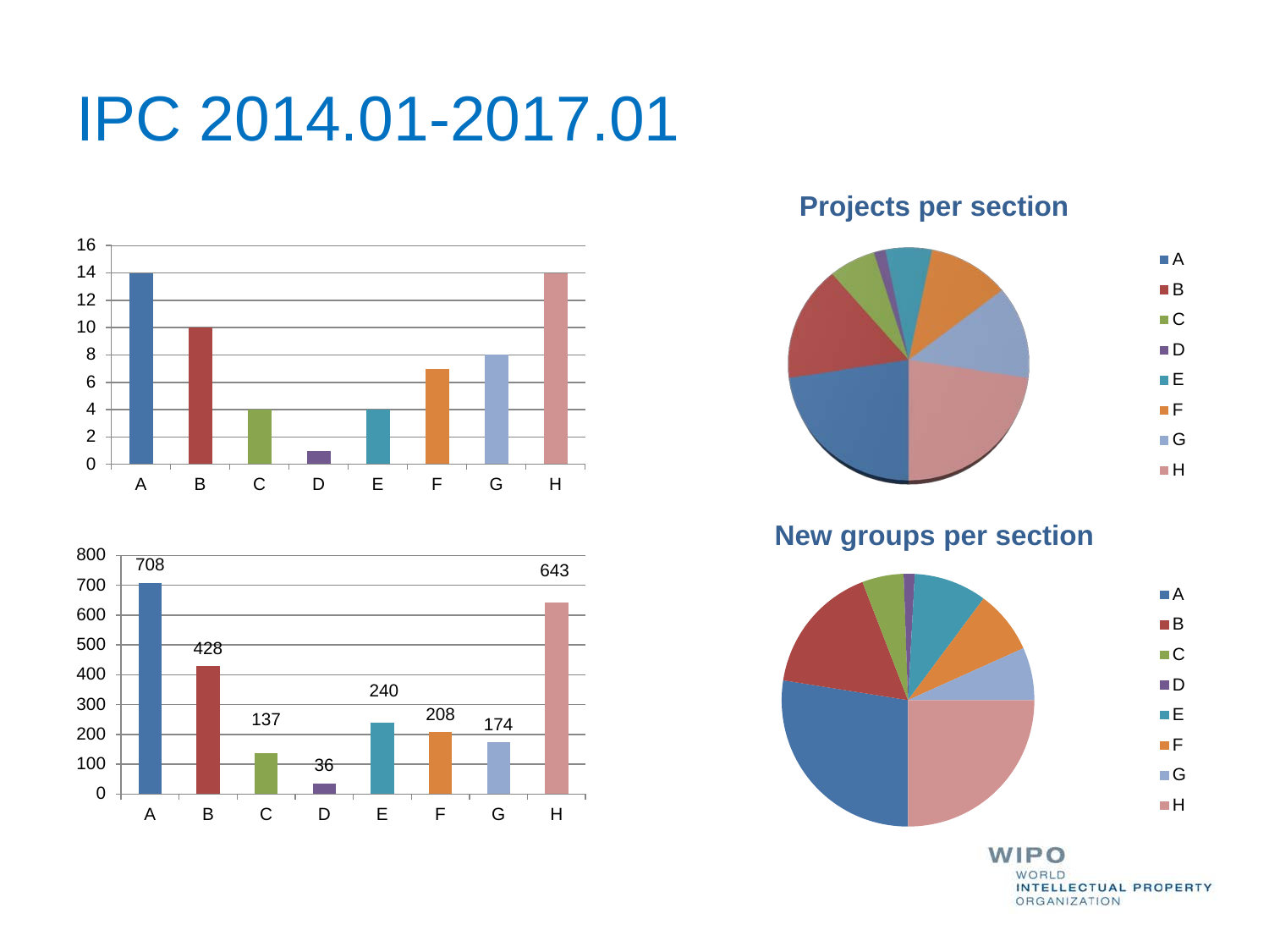# IPC 2014.01-2017.01

| Section | A | B | C | D | E | F | G | H |
|---|---|---|---|---|---|---|---|---|
| Projects | 14 | 10 | 4 | 1 | 4 | 7 | 8 | 14 |
| New groups | 708 | 428 | 137 | 36 | 240 | 208 | 174 | 643 |

**Projects per section**

**New groups per section**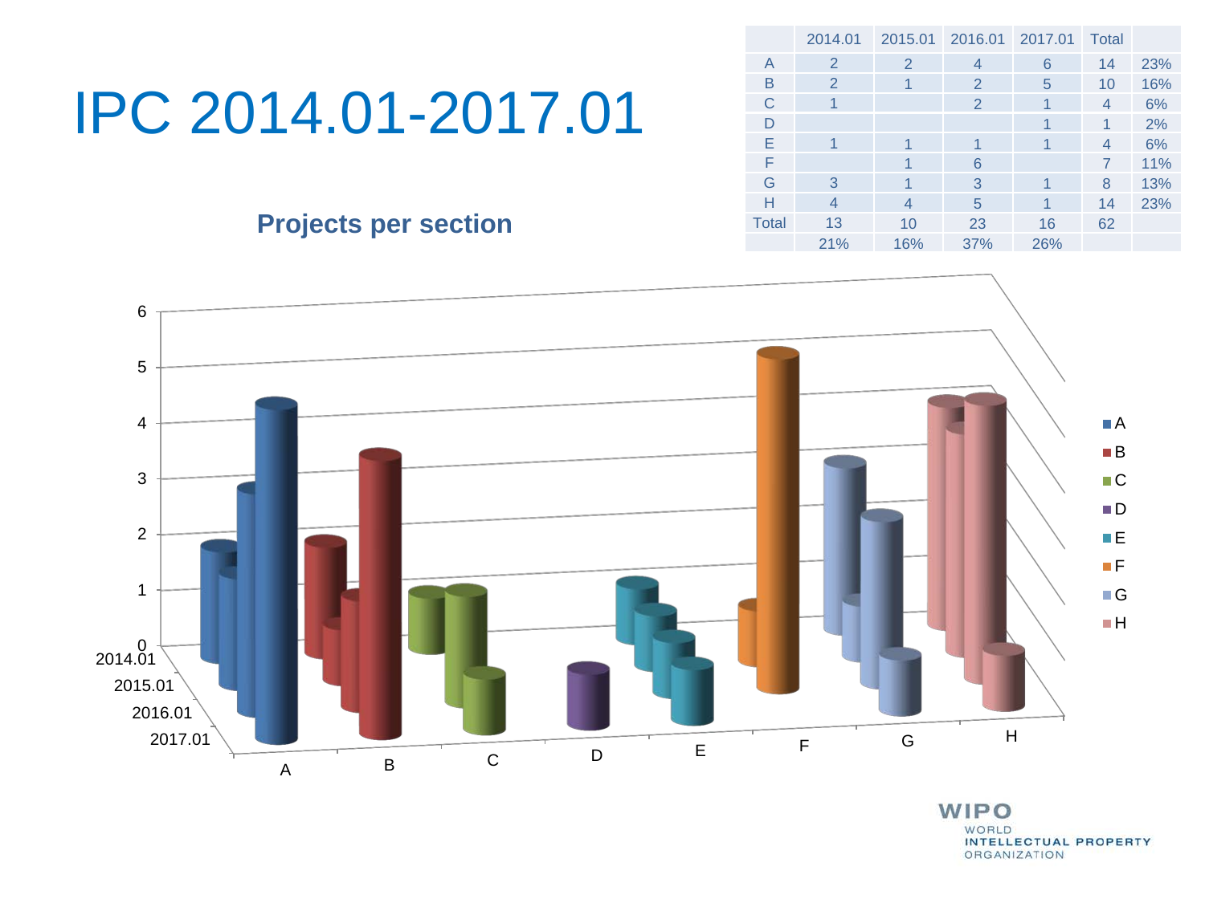# IPC 2014.01-2017.01

| | 2014.01 | 2015.01 | 2016.01 | 2017.01 | Total | |
|---|---|---|---|---|---|---|
| A | 2 | 2 | 4 | 6 | 14 | 23% |
| B | 2 | 1 | 2 | 5 | 10 | 16% |
| C | 1 | | 2 | 1 | 4 | 6% |
| D | | | | 1 | 1 | 2% |
| E | 1 | 1 | 1 | 1 | 4 | 6% |
| F | | 1 | 6 | | 7 | 11% |
| G | 3 | 1 | 3 | 1 | 8 | 13% |
| H | 4 | 4 | 5 | 1 | 14 | 23% |
| Total | 13 | 10 | 23 | 16 | 62 | |
| | 21% | 16% | 37% | 26% | | |

**Projects per section**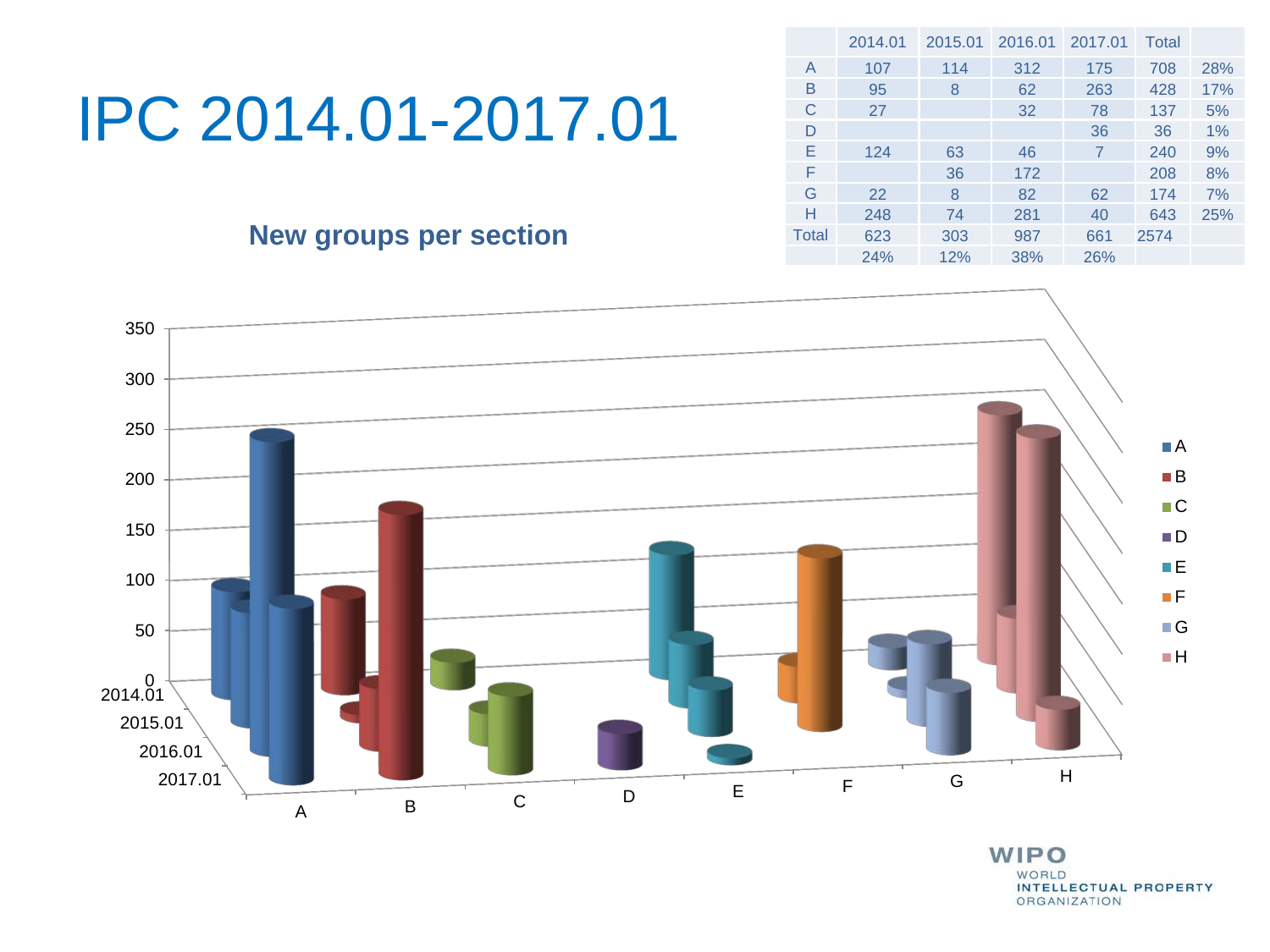# IPC 2014.01-2017.01

## New groups per section

| | 2014.01 | 2015.01 | 2016.01 | 2017.01 | Total | |
|---|---|---|---|---|---|---|
| A | 107 | 114 | 312 | 175 | 708 | 28% |
| B | 95 | 8 | 62 | 263 | 428 | 17% |
| C | 27 | | 32 | 78 | 137 | 5% |
| D | | | | 36 | 36 | 1% |
| E | 124 | 63 | 46 | 7 | 240 | 9% |
| F | | 36 | 172 | | 208 | 8% |
| G | 22 | 8 | 82 | 62 | 174 | 7% |
| H | 248 | 74 | 281 | 40 | 643 | 25% |
| Total | 623 | 303 | 987 | 661 | 2574 | |
| | 24% | 12% | 38% | 26% | | |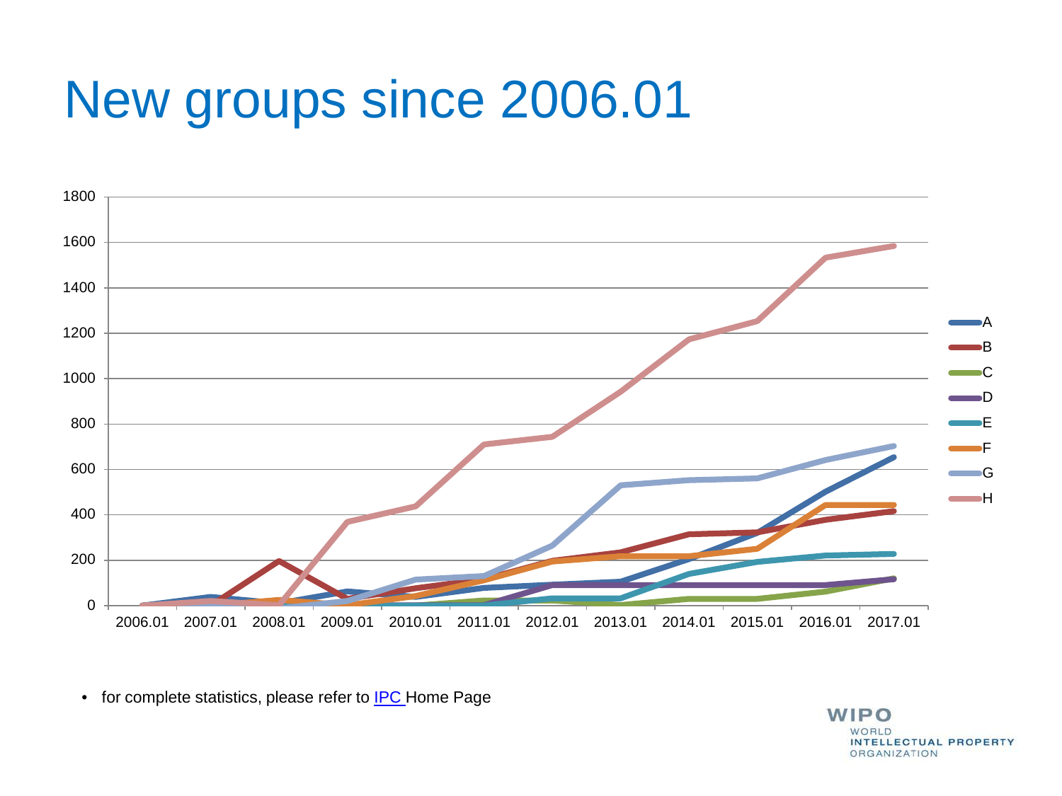# New groups since 2006.01

1800
1600
1400
1200
1000
800
600
400
200
0

2006.01 2007.01 2008.01 2009.01 2010.01 2011.01 2012.01 2013.01 2014.01 2015.01 2016.01 2017.01

A
B
C
D
E
F
G
H

- for complete statistics, please refer to IPC Home Page

WIPO
WORLD
INTELLECTUAL PROPERTY
ORGANIZATION